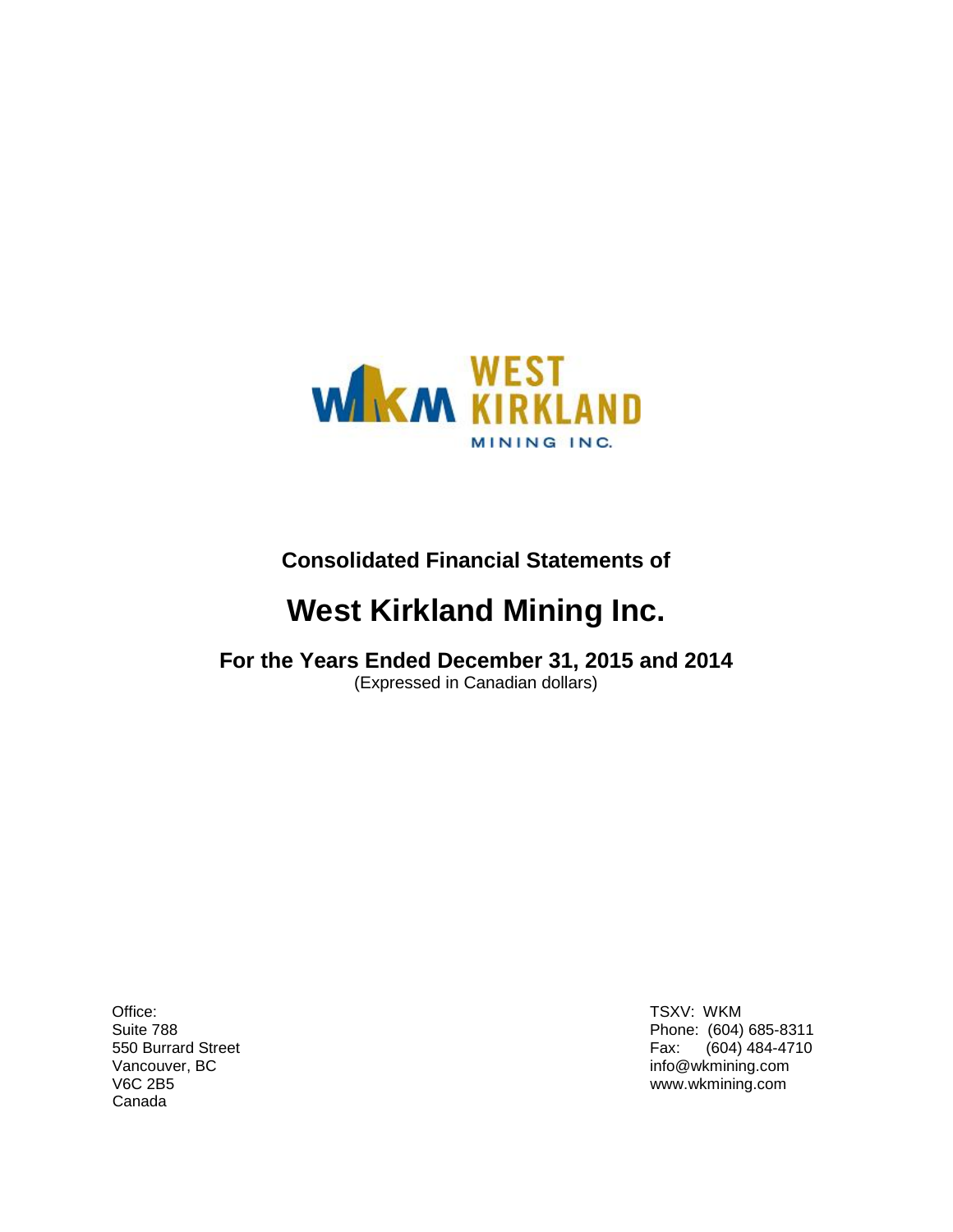WEST KIRKLAND MINING INC.

**Consolidated Financial Statements of**

# West Kirkland Mining Inc.

## For the Years Ended December 31, 2015 and 2014

(Expressed in Canadian dollars)

Office:
Suite 788
550 Burrard Street
Vancouver, BC
V6C 2B5
Canada

TSXV: WKM
Phone: (604) 685-8311
Fax: (604) 484-4710
info@wkmining.com
www.wkmining.com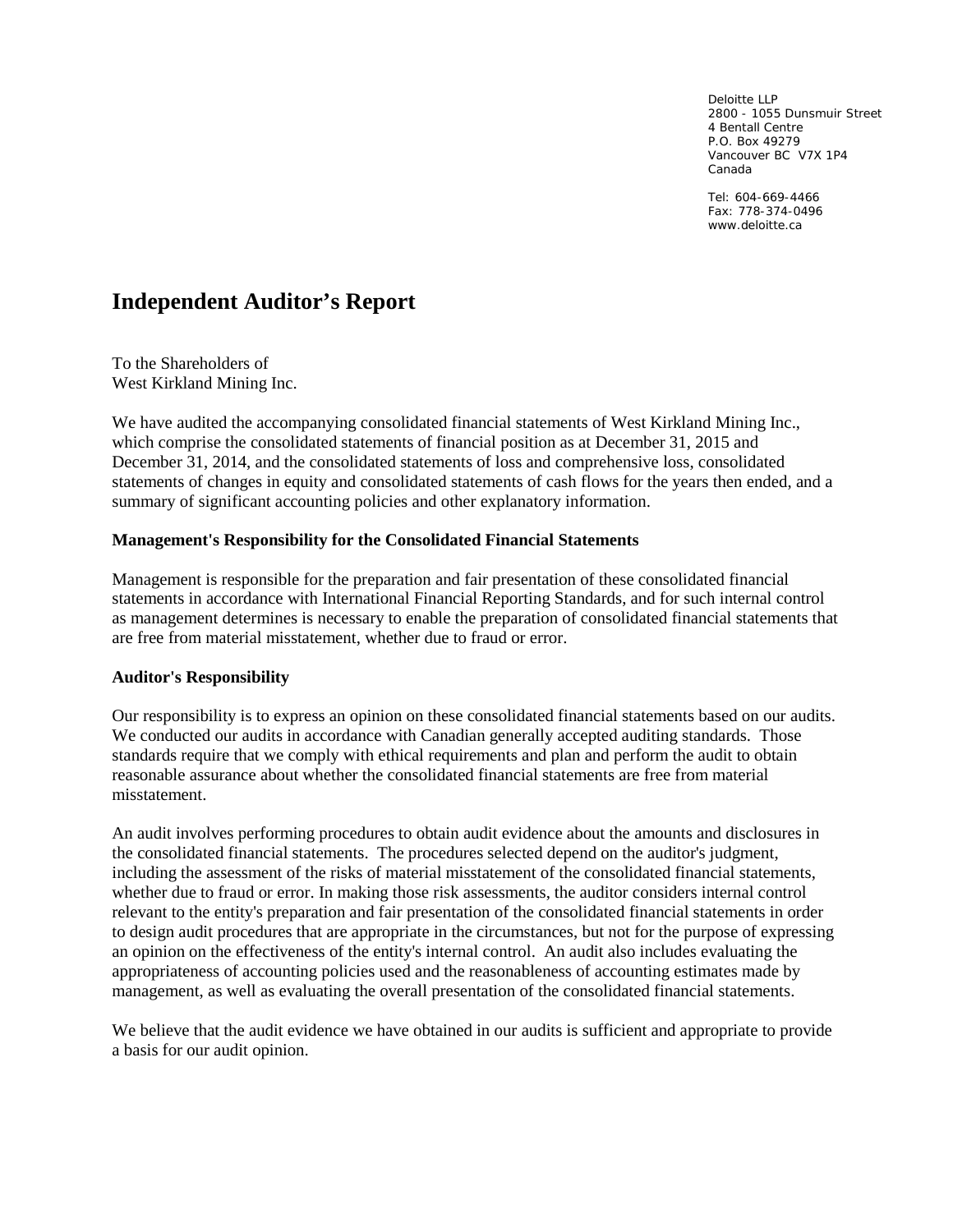Deloitte LLP
2800 - 1055 Dunsmuir Street
4 Bentall Centre
P.O. Box 49279
Vancouver BC V7X 1P4
Canada

Tel: 604-669-4466
Fax: 778-374-0496
www.deloitte.ca

# Independent Auditor's Report

To the Shareholders of
West Kirkland Mining Inc.

We have audited the accompanying consolidated financial statements of West Kirkland Mining Inc., which comprise the consolidated statements of financial position as at December 31, 2015 and December 31, 2014, and the consolidated statements of loss and comprehensive loss, consolidated statements of changes in equity and consolidated statements of cash flows for the years then ended, and a summary of significant accounting policies and other explanatory information.

**Management's Responsibility for the Consolidated Financial Statements**

Management is responsible for the preparation and fair presentation of these consolidated financial statements in accordance with International Financial Reporting Standards, and for such internal control as management determines is necessary to enable the preparation of consolidated financial statements that are free from material misstatement, whether due to fraud or error.

**Auditor's Responsibility**

Our responsibility is to express an opinion on these consolidated financial statements based on our audits. We conducted our audits in accordance with Canadian generally accepted auditing standards. Those standards require that we comply with ethical requirements and plan and perform the audit to obtain reasonable assurance about whether the consolidated financial statements are free from material misstatement.

An audit involves performing procedures to obtain audit evidence about the amounts and disclosures in the consolidated financial statements. The procedures selected depend on the auditor's judgment, including the assessment of the risks of material misstatement of the consolidated financial statements, whether due to fraud or error. In making those risk assessments, the auditor considers internal control relevant to the entity's preparation and fair presentation of the consolidated financial statements in order to design audit procedures that are appropriate in the circumstances, but not for the purpose of expressing an opinion on the effectiveness of the entity's internal control. An audit also includes evaluating the appropriateness of accounting policies used and the reasonableness of accounting estimates made by management, as well as evaluating the overall presentation of the consolidated financial statements.

We believe that the audit evidence we have obtained in our audits is sufficient and appropriate to provide a basis for our audit opinion.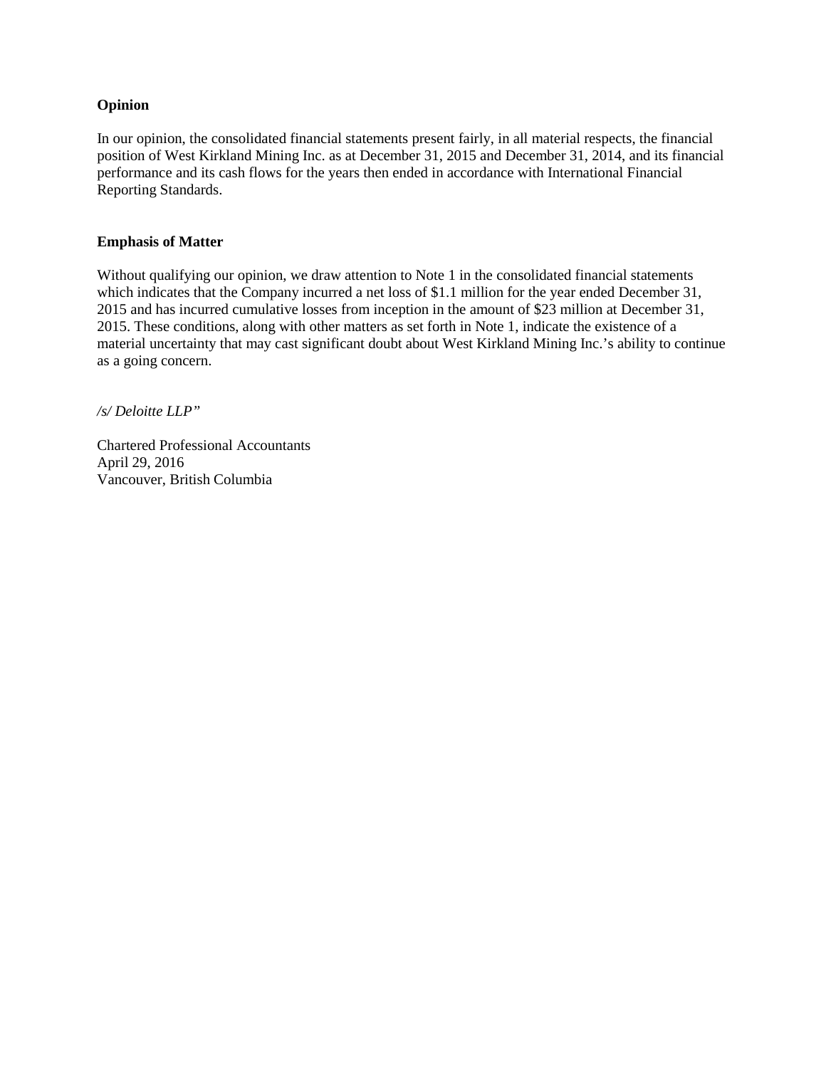**Opinion**

In our opinion, the consolidated financial statements present fairly, in all material respects, the financial position of West Kirkland Mining Inc. as at December 31, 2015 and December 31, 2014, and its financial performance and its cash flows for the years then ended in accordance with International Financial Reporting Standards.

**Emphasis of Matter**

Without qualifying our opinion, we draw attention to Note 1 in the consolidated financial statements which indicates that the Company incurred a net loss of $1.1 million for the year ended December 31, 2015 and has incurred cumulative losses from inception in the amount of $23 million at December 31, 2015. These conditions, along with other matters as set forth in Note 1, indicate the existence of a material uncertainty that may cast significant doubt about West Kirkland Mining Inc.'s ability to continue as a going concern.

*/s/ Deloitte LLP"*

Chartered Professional Accountants
April 29, 2016
Vancouver, British Columbia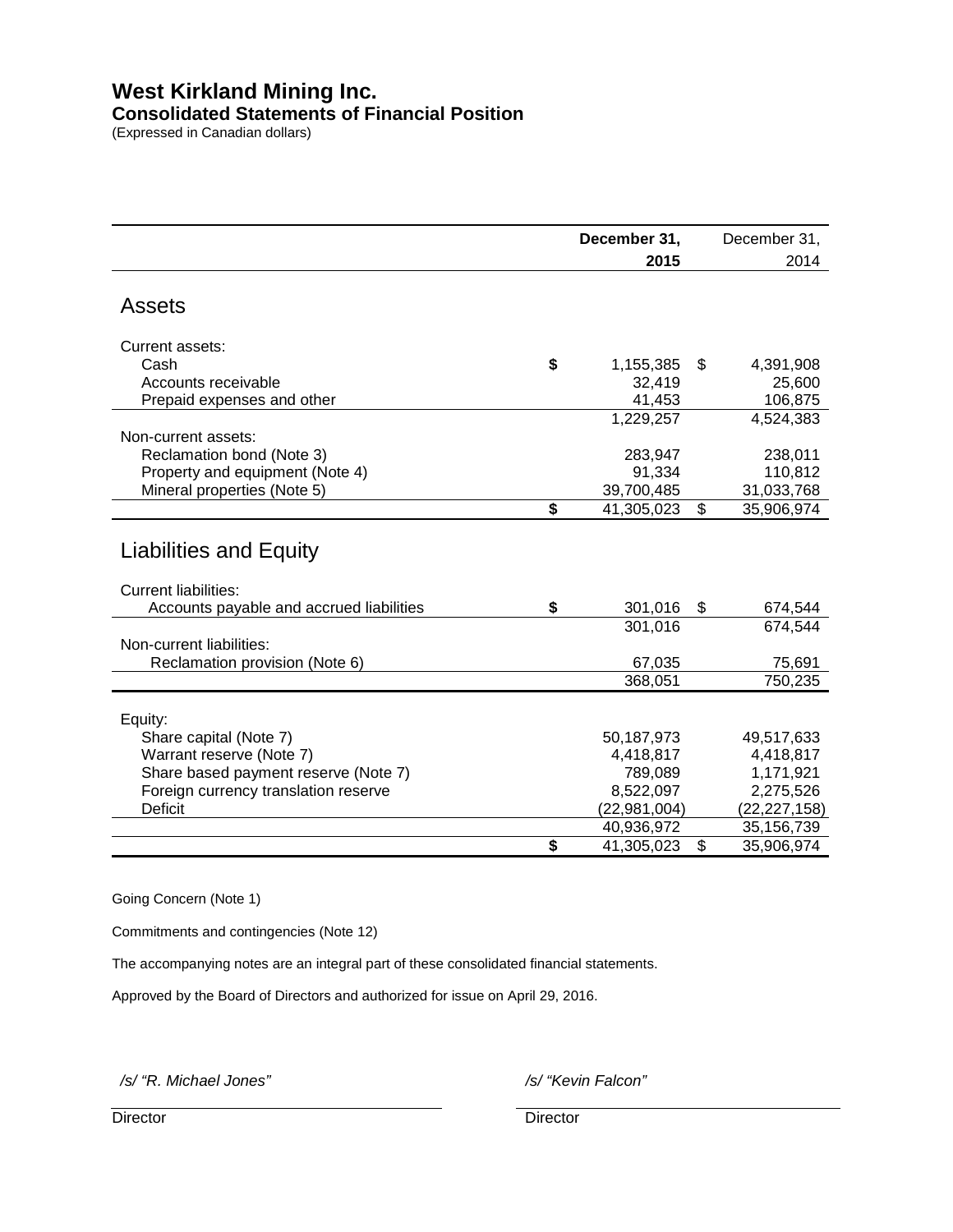# West Kirkland Mining Inc.

## Consolidated Statements of Financial Position

(Expressed in Canadian dollars)

| | December 31, 2015 | December 31, 2014 |
|---|---|---|
| **Assets** | | |
| Current assets: | | |
| Cash | $ 1,155,385 | $ 4,391,908 |
| Accounts receivable | 32,419 | 25,600 |
| Prepaid expenses and other | 41,453 | 106,875 |
| | 1,229,257 | 4,524,383 |
| Non-current assets: | | |
| Reclamation bond (Note 3) | 283,947 | 238,011 |
| Property and equipment (Note 4) | 91,334 | 110,812 |
| Mineral properties (Note 5) | 39,700,485 | 31,033,768 |
| | $ 41,305,023 | $ 35,906,974 |
| **Liabilities and Equity** | | |
| Current liabilities: | | |
| Accounts payable and accrued liabilities | $ 301,016 | $ 674,544 |
| | 301,016 | 674,544 |
| Non-current liabilities: | | |
| Reclamation provision (Note 6) | 67,035 | 75,691 |
| | 368,051 | 750,235 |
| Equity: | | |
| Share capital (Note 7) | 50,187,973 | 49,517,633 |
| Warrant reserve (Note 7) | 4,418,817 | 4,418,817 |
| Share based payment reserve (Note 7) | 789,089 | 1,171,921 |
| Foreign currency translation reserve | 8,522,097 | 2,275,526 |
| Deficit | (22,981,004) | (22,227,158) |
| | 40,936,972 | 35,156,739 |
| | $ 41,305,023 | $ 35,906,974 |

Going Concern (Note 1)

Commitments and contingencies (Note 12)

The accompanying notes are an integral part of these consolidated financial statements.

Approved by the Board of Directors and authorized for issue on April 29, 2016.

*/s/ "R. Michael Jones"*
Director

*/s/ "Kevin Falcon"*
Director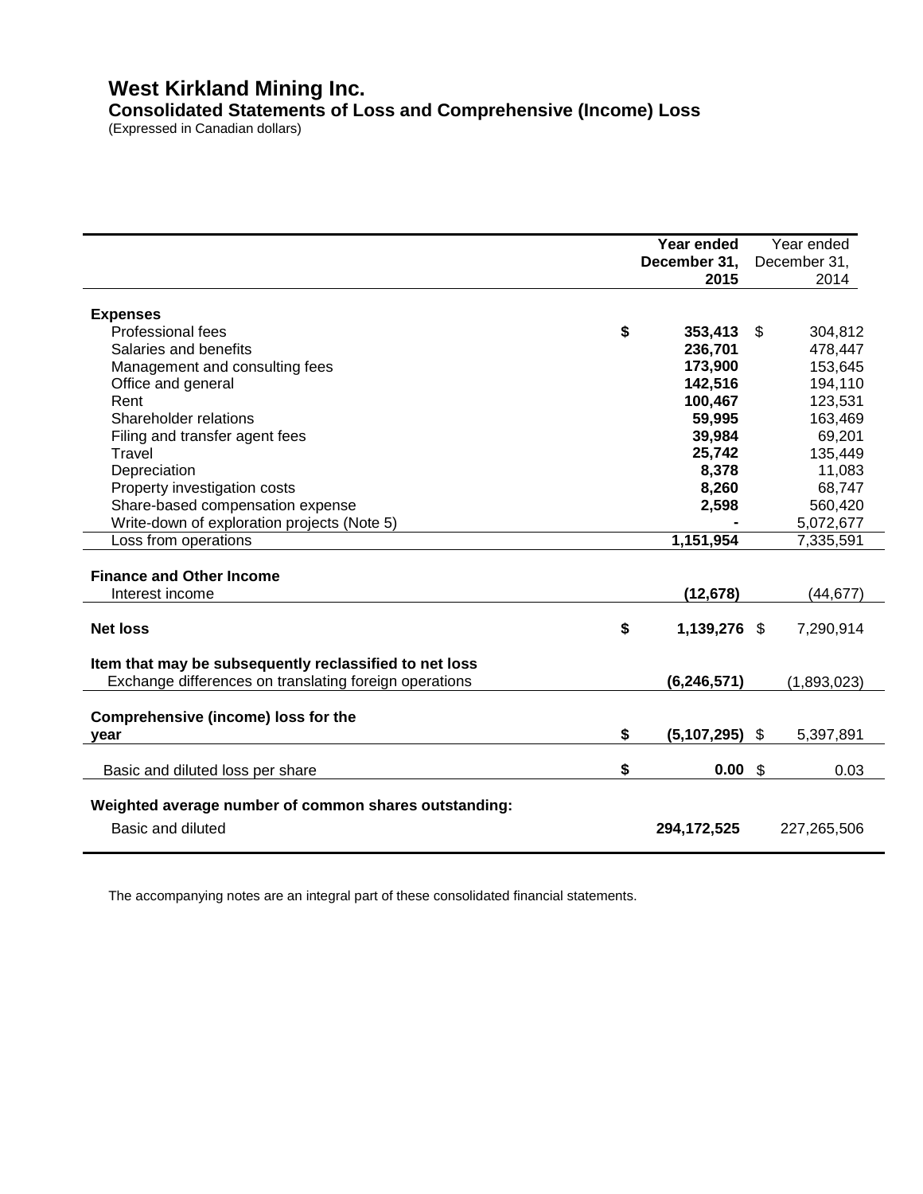# West Kirkland Mining Inc.

## Consolidated Statements of Loss and Comprehensive (Income) Loss

(Expressed in Canadian dollars)

| | Year ended December 31, 2015 | Year ended December 31, 2014 |
|---|---|---|
| **Expenses** | | |
| Professional fees | **$ 353,413** | $ 304,812 |
| Salaries and benefits | **236,701** | 478,447 |
| Management and consulting fees | **173,900** | 153,645 |
| Office and general | **142,516** | 194,110 |
| Rent | **100,467** | 123,531 |
| Shareholder relations | **59,995** | 163,469 |
| Filing and transfer agent fees | **39,984** | 69,201 |
| Travel | **25,742** | 135,449 |
| Depreciation | **8,378** | 11,083 |
| Property investigation costs | **8,260** | 68,747 |
| Share-based compensation expense | **2,598** | 560,420 |
| Write-down of exploration projects (Note 5) | **-** | 5,072,677 |
| Loss from operations | **1,151,954** | 7,335,591 |
| **Finance and Other Income** | | |
| Interest income | **(12,678)** | (44,677) |
| **Net loss** | **$ 1,139,276** | $ 7,290,914 |
| **Item that may be subsequently reclassified to net loss** | | |
| Exchange differences on translating foreign operations | **(6,246,571)** | (1,893,023) |
| **Comprehensive (income) loss for the year** | **$ (5,107,295)** | $ 5,397,891 |
| Basic and diluted loss per share | **$ 0.00** | $ 0.03 |
| **Weighted average number of common shares outstanding:** | | |
| Basic and diluted | **294,172,525** | 227,265,506 |

The accompanying notes are an integral part of these consolidated financial statements.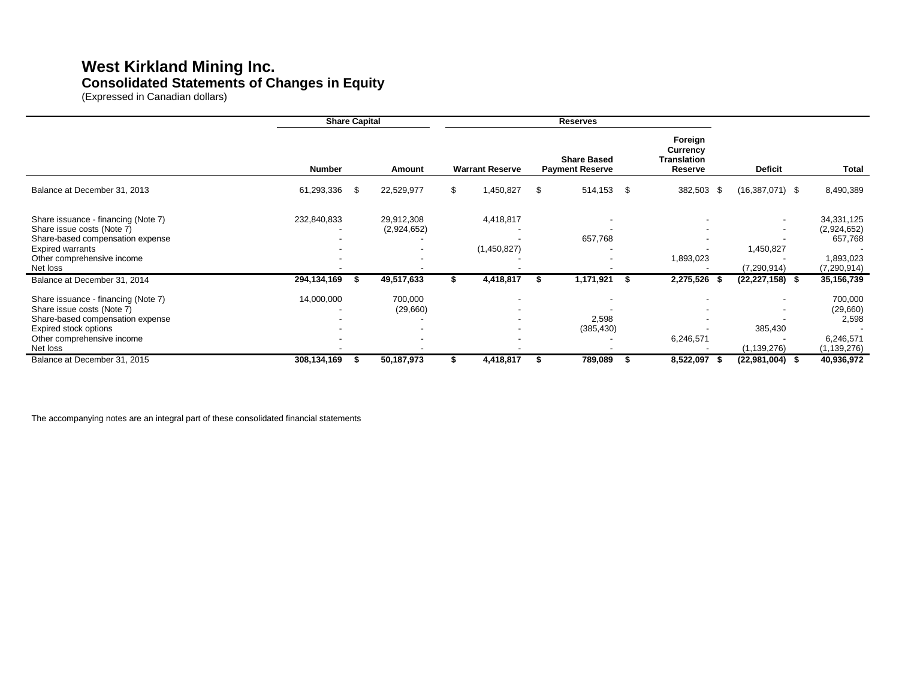# West Kirkland Mining Inc.
## Consolidated Statements of Changes in Equity
(Expressed in Canadian dollars)

| | Share Capital | | Reserves | | | | |
|---|---|---|---|---|---|---|---|
| | Number | Amount | Warrant Reserve | Share Based Payment Reserve | Foreign Currency Translation Reserve | Deficit | Total |
| Balance at December 31, 2013 | 61,293,336 | $ 22,529,977 | $ 1,450,827 | $ 514,153 | $ 382,503 | $ (16,387,071) | $ 8,490,389 |
| Share issuance - financing (Note 7) | 232,840,833 | 29,912,308 | 4,418,817 | - | - | - | 34,331,125 |
| Share issue costs (Note 7) | - | (2,924,652) | - | - | - | - | (2,924,652) |
| Share-based compensation expense | - | - | - | 657,768 | - | - | 657,768 |
| Expired warrants | - | - | (1,450,827) | - | - | 1,450,827 | - |
| Other comprehensive income | - | - | - | - | 1,893,023 | - | 1,893,023 |
| Net loss | - | - | - | - | - | (7,290,914) | (7,290,914) |
| **Balance at December 31, 2014** | **294,134,169** | **$ 49,517,633** | **$ 4,418,817** | **$ 1,171,921** | **$ 2,275,526** | **$ (22,227,158)** | **$ 35,156,739** |
| Share issuance - financing (Note 7) | 14,000,000 | 700,000 | - | - | - | - | 700,000 |
| Share issue costs (Note 7) | - | (29,660) | - | - | - | - | (29,660) |
| Share-based compensation expense | - | - | - | 2,598 | - | - | 2,598 |
| Expired stock options | - | - | - | (385,430) | - | 385,430 | - |
| Other comprehensive income | - | - | - | - | 6,246,571 | - | 6,246,571 |
| Net loss | - | - | - | - | - | (1,139,276) | (1,139,276) |
| **Balance at December 31, 2015** | **308,134,169** | **$ 50,187,973** | **$ 4,418,817** | **$ 789,089** | **$ 8,522,097** | **$ (22,981,004)** | **$ 40,936,972** |

The accompanying notes are an integral part of these consolidated financial statements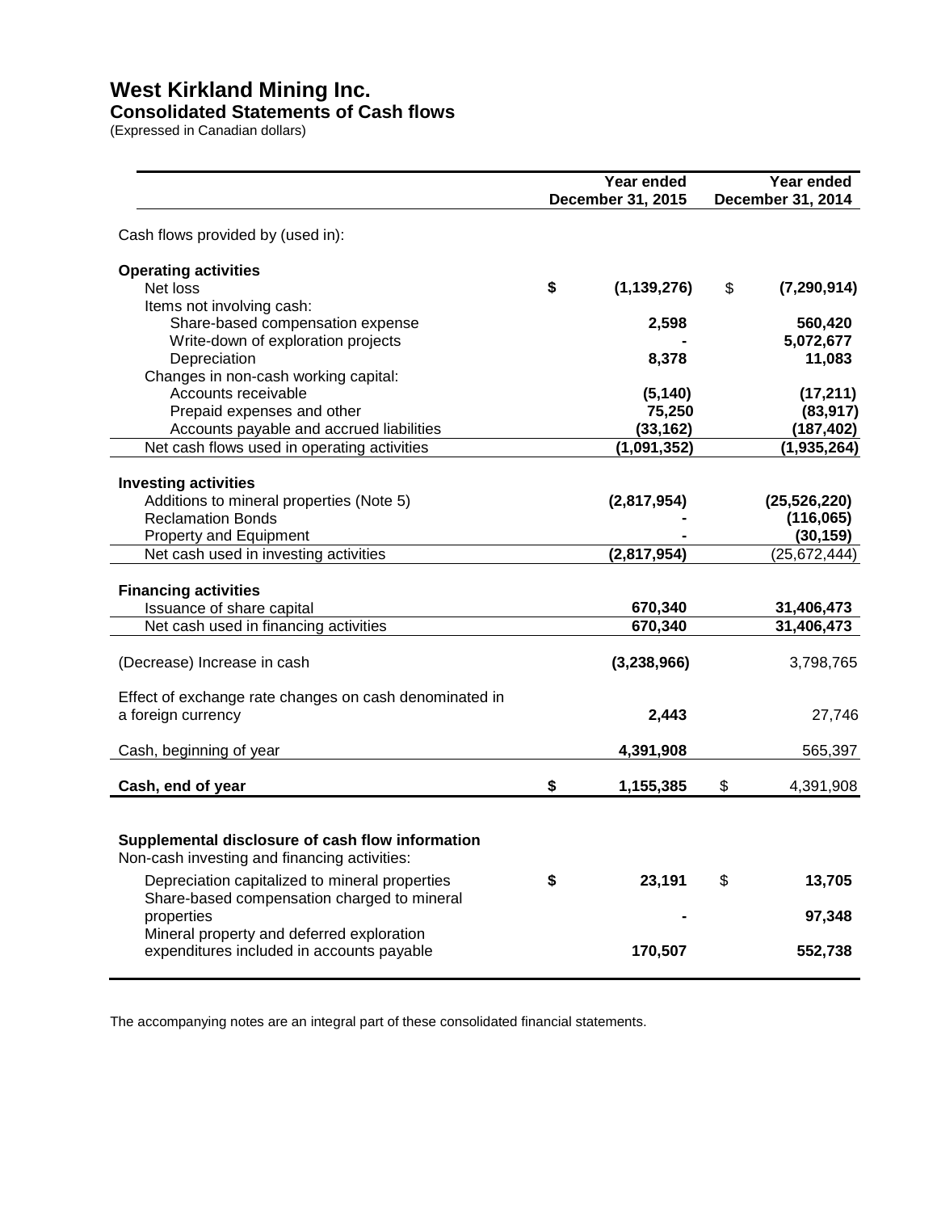# West Kirkland Mining Inc.

## Consolidated Statements of Cash flows

(Expressed in Canadian dollars)

| | Year ended December 31, 2015 | Year ended December 31, 2014 |
|---|---|---|
| Cash flows provided by (used in): | | |
| **Operating activities** | | |
| Net loss | $ (1,139,276) | $ (7,290,914) |
| Items not involving cash: | | |
| Share-based compensation expense | 2,598 | 560,420 |
| Write-down of exploration projects | - | 5,072,677 |
| Depreciation | 8,378 | 11,083 |
| Changes in non-cash working capital: | | |
| Accounts receivable | (5,140) | (17,211) |
| Prepaid expenses and other | 75,250 | (83,917) |
| Accounts payable and accrued liabilities | (33,162) | (187,402) |
| Net cash flows used in operating activities | (1,091,352) | (1,935,264) |
| **Investing activities** | | |
| Additions to mineral properties (Note 5) | (2,817,954) | (25,526,220) |
| Reclamation Bonds | - | (116,065) |
| Property and Equipment | - | (30,159) |
| Net cash used in investing activities | (2,817,954) | (25,672,444) |
| **Financing activities** | | |
| Issuance of share capital | 670,340 | 31,406,473 |
| Net cash used in financing activities | 670,340 | 31,406,473 |
| (Decrease) Increase in cash | (3,238,966) | 3,798,765 |
| Effect of exchange rate changes on cash denominated in a foreign currency | 2,443 | 27,746 |
| Cash, beginning of year | 4,391,908 | 565,397 |
| **Cash, end of year** | $ 1,155,385 | $ 4,391,908 |
| **Supplemental disclosure of cash flow information** | | |
| Non-cash investing and financing activities: | | |
| Depreciation capitalized to mineral properties | $ 23,191 | $ 13,705 |
| Share-based compensation charged to mineral properties | - | 97,348 |
| Mineral property and deferred exploration expenditures included in accounts payable | 170,507 | 552,738 |

The accompanying notes are an integral part of these consolidated financial statements.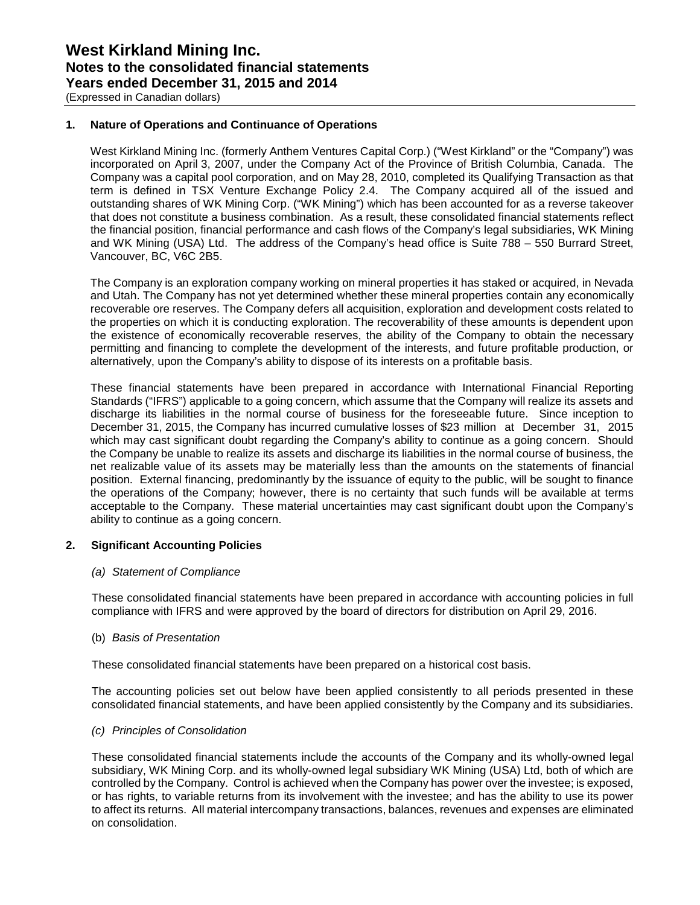# West Kirkland Mining Inc.
## Notes to the consolidated financial statements
## Years ended December 31, 2015 and 2014
(Expressed in Canadian dollars)

### 1. Nature of Operations and Continuance of Operations

West Kirkland Mining Inc. (formerly Anthem Ventures Capital Corp.) ("West Kirkland" or the "Company") was incorporated on April 3, 2007, under the Company Act of the Province of British Columbia, Canada. The Company was a capital pool corporation, and on May 28, 2010, completed its Qualifying Transaction as that term is defined in TSX Venture Exchange Policy 2.4. The Company acquired all of the issued and outstanding shares of WK Mining Corp. ("WK Mining") which has been accounted for as a reverse takeover that does not constitute a business combination. As a result, these consolidated financial statements reflect the financial position, financial performance and cash flows of the Company's legal subsidiaries, WK Mining and WK Mining (USA) Ltd. The address of the Company's head office is Suite 788 – 550 Burrard Street, Vancouver, BC, V6C 2B5.

The Company is an exploration company working on mineral properties it has staked or acquired, in Nevada and Utah. The Company has not yet determined whether these mineral properties contain any economically recoverable ore reserves. The Company defers all acquisition, exploration and development costs related to the properties on which it is conducting exploration. The recoverability of these amounts is dependent upon the existence of economically recoverable reserves, the ability of the Company to obtain the necessary permitting and financing to complete the development of the interests, and future profitable production, or alternatively, upon the Company's ability to dispose of its interests on a profitable basis.

These financial statements have been prepared in accordance with International Financial Reporting Standards ("IFRS") applicable to a going concern, which assume that the Company will realize its assets and discharge its liabilities in the normal course of business for the foreseeable future. Since inception to December 31, 2015, the Company has incurred cumulative losses of $23 million at December 31, 2015 which may cast significant doubt regarding the Company's ability to continue as a going concern. Should the Company be unable to realize its assets and discharge its liabilities in the normal course of business, the net realizable value of its assets may be materially less than the amounts on the statements of financial position. External financing, predominantly by the issuance of equity to the public, will be sought to finance the operations of the Company; however, there is no certainty that such funds will be available at terms acceptable to the Company. These material uncertainties may cast significant doubt upon the Company's ability to continue as a going concern.

### 2. Significant Accounting Policies

*(a) Statement of Compliance*

These consolidated financial statements have been prepared in accordance with accounting policies in full compliance with IFRS and were approved by the board of directors for distribution on April 29, 2016.

(b) *Basis of Presentation*

These consolidated financial statements have been prepared on a historical cost basis.

The accounting policies set out below have been applied consistently to all periods presented in these consolidated financial statements, and have been applied consistently by the Company and its subsidiaries.

*(c) Principles of Consolidation*

These consolidated financial statements include the accounts of the Company and its wholly-owned legal subsidiary, WK Mining Corp. and its wholly-owned legal subsidiary WK Mining (USA) Ltd, both of which are controlled by the Company. Control is achieved when the Company has power over the investee; is exposed, or has rights, to variable returns from its involvement with the investee; and has the ability to use its power to affect its returns. All material intercompany transactions, balances, revenues and expenses are eliminated on consolidation.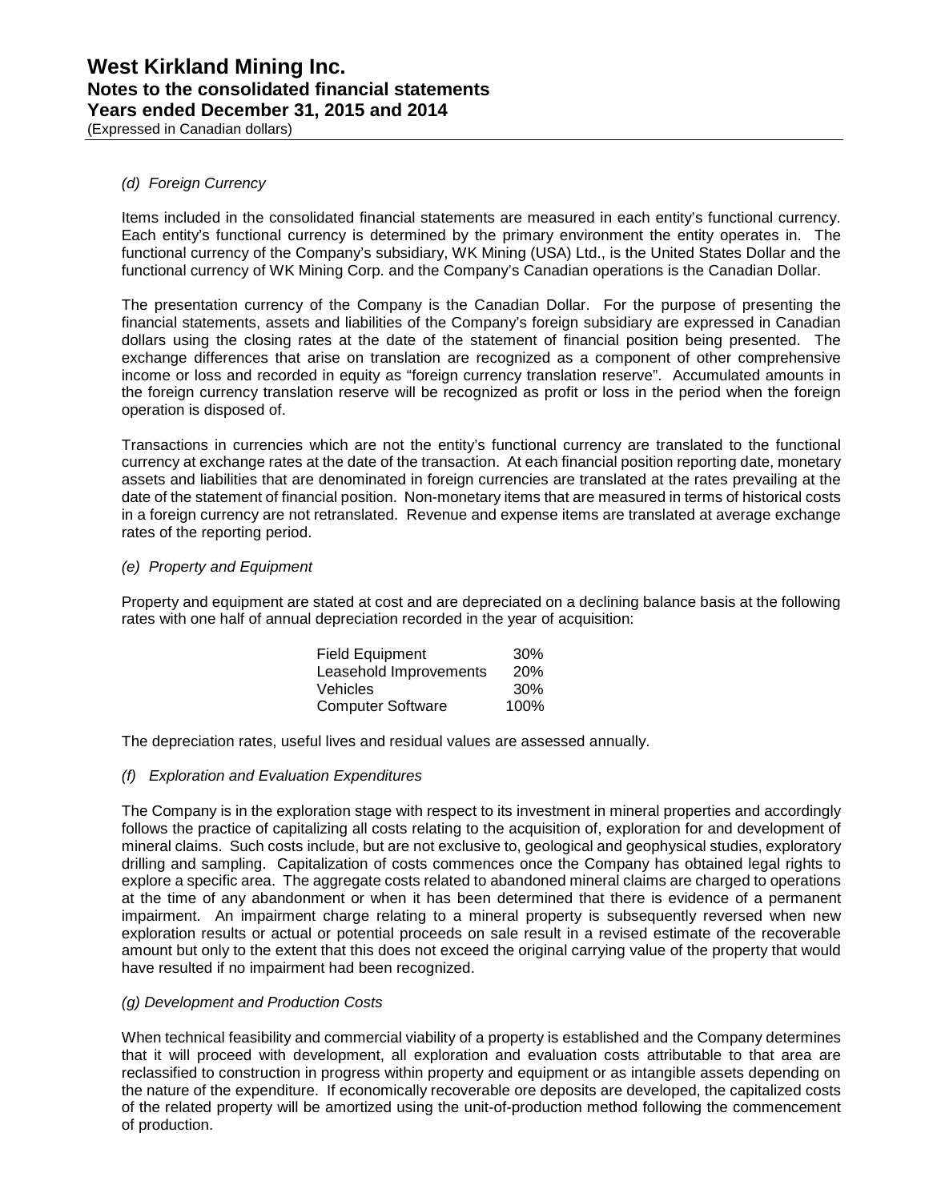*(d) Foreign Currency*

Items included in the consolidated financial statements are measured in each entity's functional currency. Each entity's functional currency is determined by the primary environment the entity operates in. The functional currency of the Company's subsidiary, WK Mining (USA) Ltd., is the United States Dollar and the functional currency of WK Mining Corp. and the Company's Canadian operations is the Canadian Dollar.

The presentation currency of the Company is the Canadian Dollar. For the purpose of presenting the financial statements, assets and liabilities of the Company's foreign subsidiary are expressed in Canadian dollars using the closing rates at the date of the statement of financial position being presented. The exchange differences that arise on translation are recognized as a component of other comprehensive income or loss and recorded in equity as "foreign currency translation reserve". Accumulated amounts in the foreign currency translation reserve will be recognized as profit or loss in the period when the foreign operation is disposed of.

Transactions in currencies which are not the entity's functional currency are translated to the functional currency at exchange rates at the date of the transaction. At each financial position reporting date, monetary assets and liabilities that are denominated in foreign currencies are translated at the rates prevailing at the date of the statement of financial position. Non-monetary items that are measured in terms of historical costs in a foreign currency are not retranslated. Revenue and expense items are translated at average exchange rates of the reporting period.

*(e) Property and Equipment*

Property and equipment are stated at cost and are depreciated on a declining balance basis at the following rates with one half of annual depreciation recorded in the year of acquisition:

| | |
|---|---|
| Field Equipment | 30% |
| Leasehold Improvements | 20% |
| Vehicles | 30% |
| Computer Software | 100% |

The depreciation rates, useful lives and residual values are assessed annually.

*(f) Exploration and Evaluation Expenditures*

The Company is in the exploration stage with respect to its investment in mineral properties and accordingly follows the practice of capitalizing all costs relating to the acquisition of, exploration for and development of mineral claims. Such costs include, but are not exclusive to, geological and geophysical studies, exploratory drilling and sampling. Capitalization of costs commences once the Company has obtained legal rights to explore a specific area. The aggregate costs related to abandoned mineral claims are charged to operations at the time of any abandonment or when it has been determined that there is evidence of a permanent impairment. An impairment charge relating to a mineral property is subsequently reversed when new exploration results or actual or potential proceeds on sale result in a revised estimate of the recoverable amount but only to the extent that this does not exceed the original carrying value of the property that would have resulted if no impairment had been recognized.

*(g) Development and Production Costs*

When technical feasibility and commercial viability of a property is established and the Company determines that it will proceed with development, all exploration and evaluation costs attributable to that area are reclassified to construction in progress within property and equipment or as intangible assets depending on the nature of the expenditure. If economically recoverable ore deposits are developed, the capitalized costs of the related property will be amortized using the unit-of-production method following the commencement of production.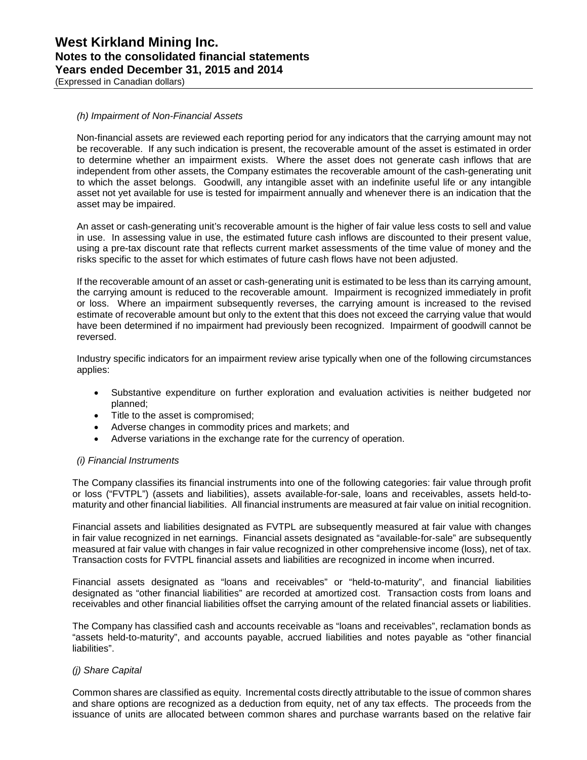*(h) Impairment of Non-Financial Assets*

Non-financial assets are reviewed each reporting period for any indicators that the carrying amount may not be recoverable. If any such indication is present, the recoverable amount of the asset is estimated in order to determine whether an impairment exists. Where the asset does not generate cash inflows that are independent from other assets, the Company estimates the recoverable amount of the cash-generating unit to which the asset belongs. Goodwill, any intangible asset with an indefinite useful life or any intangible asset not yet available for use is tested for impairment annually and whenever there is an indication that the asset may be impaired.

An asset or cash-generating unit's recoverable amount is the higher of fair value less costs to sell and value in use. In assessing value in use, the estimated future cash inflows are discounted to their present value, using a pre-tax discount rate that reflects current market assessments of the time value of money and the risks specific to the asset for which estimates of future cash flows have not been adjusted.

If the recoverable amount of an asset or cash-generating unit is estimated to be less than its carrying amount, the carrying amount is reduced to the recoverable amount. Impairment is recognized immediately in profit or loss. Where an impairment subsequently reverses, the carrying amount is increased to the revised estimate of recoverable amount but only to the extent that this does not exceed the carrying value that would have been determined if no impairment had previously been recognized. Impairment of goodwill cannot be reversed.

Industry specific indicators for an impairment review arise typically when one of the following circumstances applies:

- Substantive expenditure on further exploration and evaluation activities is neither budgeted nor planned;
- Title to the asset is compromised;
- Adverse changes in commodity prices and markets; and
- Adverse variations in the exchange rate for the currency of operation.

*(i) Financial Instruments*

The Company classifies its financial instruments into one of the following categories: fair value through profit or loss ("FVTPL") (assets and liabilities), assets available-for-sale, loans and receivables, assets held-to-maturity and other financial liabilities. All financial instruments are measured at fair value on initial recognition.

Financial assets and liabilities designated as FVTPL are subsequently measured at fair value with changes in fair value recognized in net earnings. Financial assets designated as "available-for-sale" are subsequently measured at fair value with changes in fair value recognized in other comprehensive income (loss), net of tax. Transaction costs for FVTPL financial assets and liabilities are recognized in income when incurred.

Financial assets designated as "loans and receivables" or "held-to-maturity", and financial liabilities designated as "other financial liabilities" are recorded at amortized cost. Transaction costs from loans and receivables and other financial liabilities offset the carrying amount of the related financial assets or liabilities.

The Company has classified cash and accounts receivable as "loans and receivables", reclamation bonds as "assets held-to-maturity", and accounts payable, accrued liabilities and notes payable as "other financial liabilities".

*(j) Share Capital*

Common shares are classified as equity. Incremental costs directly attributable to the issue of common shares and share options are recognized as a deduction from equity, net of any tax effects. The proceeds from the issuance of units are allocated between common shares and purchase warrants based on the relative fair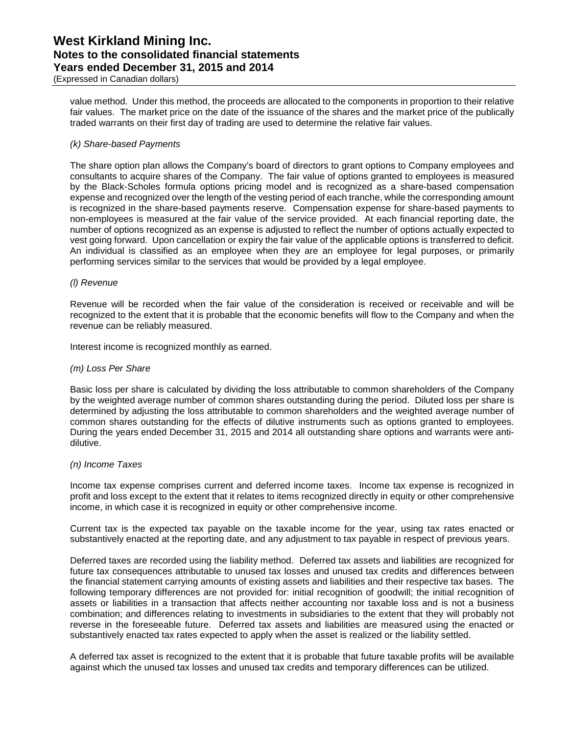value method. Under this method, the proceeds are allocated to the components in proportion to their relative fair values. The market price on the date of the issuance of the shares and the market price of the publically traded warrants on their first day of trading are used to determine the relative fair values.

*(k) Share-based Payments*

The share option plan allows the Company's board of directors to grant options to Company employees and consultants to acquire shares of the Company. The fair value of options granted to employees is measured by the Black-Scholes formula options pricing model and is recognized as a share-based compensation expense and recognized over the length of the vesting period of each tranche, while the corresponding amount is recognized in the share-based payments reserve. Compensation expense for share-based payments to non-employees is measured at the fair value of the service provided. At each financial reporting date, the number of options recognized as an expense is adjusted to reflect the number of options actually expected to vest going forward. Upon cancellation or expiry the fair value of the applicable options is transferred to deficit. An individual is classified as an employee when they are an employee for legal purposes, or primarily performing services similar to the services that would be provided by a legal employee.

*(l) Revenue*

Revenue will be recorded when the fair value of the consideration is received or receivable and will be recognized to the extent that it is probable that the economic benefits will flow to the Company and when the revenue can be reliably measured.

Interest income is recognized monthly as earned.

*(m) Loss Per Share*

Basic loss per share is calculated by dividing the loss attributable to common shareholders of the Company by the weighted average number of common shares outstanding during the period. Diluted loss per share is determined by adjusting the loss attributable to common shareholders and the weighted average number of common shares outstanding for the effects of dilutive instruments such as options granted to employees. During the years ended December 31, 2015 and 2014 all outstanding share options and warrants were anti-dilutive.

*(n) Income Taxes*

Income tax expense comprises current and deferred income taxes. Income tax expense is recognized in profit and loss except to the extent that it relates to items recognized directly in equity or other comprehensive income, in which case it is recognized in equity or other comprehensive income.

Current tax is the expected tax payable on the taxable income for the year, using tax rates enacted or substantively enacted at the reporting date, and any adjustment to tax payable in respect of previous years.

Deferred taxes are recorded using the liability method. Deferred tax assets and liabilities are recognized for future tax consequences attributable to unused tax losses and unused tax credits and differences between the financial statement carrying amounts of existing assets and liabilities and their respective tax bases. The following temporary differences are not provided for: initial recognition of goodwill; the initial recognition of assets or liabilities in a transaction that affects neither accounting nor taxable loss and is not a business combination; and differences relating to investments in subsidiaries to the extent that they will probably not reverse in the foreseeable future. Deferred tax assets and liabilities are measured using the enacted or substantively enacted tax rates expected to apply when the asset is realized or the liability settled.

A deferred tax asset is recognized to the extent that it is probable that future taxable profits will be available against which the unused tax losses and unused tax credits and temporary differences can be utilized.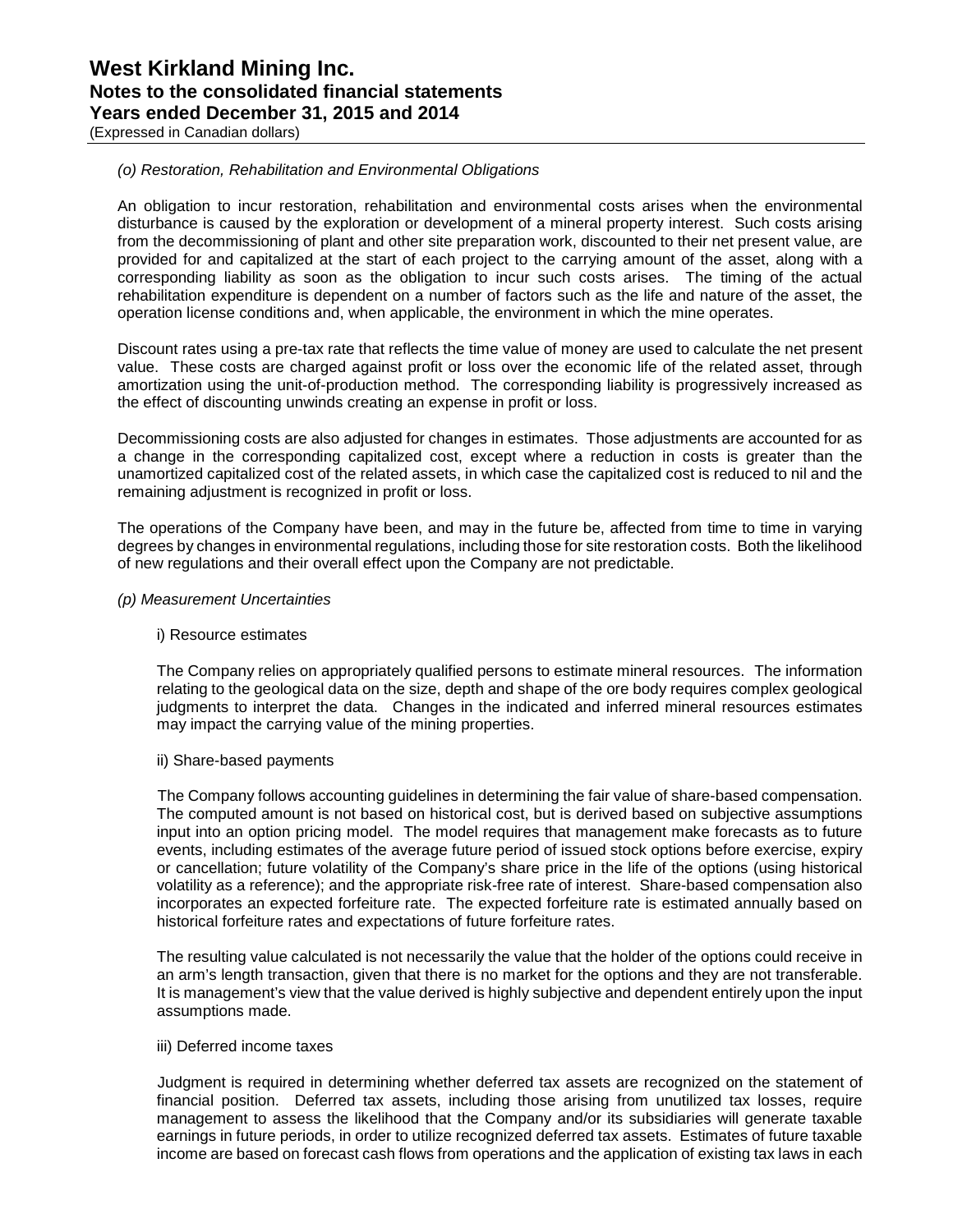*(o) Restoration, Rehabilitation and Environmental Obligations*

An obligation to incur restoration, rehabilitation and environmental costs arises when the environmental disturbance is caused by the exploration or development of a mineral property interest. Such costs arising from the decommissioning of plant and other site preparation work, discounted to their net present value, are provided for and capitalized at the start of each project to the carrying amount of the asset, along with a corresponding liability as soon as the obligation to incur such costs arises. The timing of the actual rehabilitation expenditure is dependent on a number of factors such as the life and nature of the asset, the operation license conditions and, when applicable, the environment in which the mine operates.

Discount rates using a pre-tax rate that reflects the time value of money are used to calculate the net present value. These costs are charged against profit or loss over the economic life of the related asset, through amortization using the unit-of-production method. The corresponding liability is progressively increased as the effect of discounting unwinds creating an expense in profit or loss.

Decommissioning costs are also adjusted for changes in estimates. Those adjustments are accounted for as a change in the corresponding capitalized cost, except where a reduction in costs is greater than the unamortized capitalized cost of the related assets, in which case the capitalized cost is reduced to nil and the remaining adjustment is recognized in profit or loss.

The operations of the Company have been, and may in the future be, affected from time to time in varying degrees by changes in environmental regulations, including those for site restoration costs. Both the likelihood of new regulations and their overall effect upon the Company are not predictable.

*(p) Measurement Uncertainties*

i) Resource estimates

The Company relies on appropriately qualified persons to estimate mineral resources. The information relating to the geological data on the size, depth and shape of the ore body requires complex geological judgments to interpret the data. Changes in the indicated and inferred mineral resources estimates may impact the carrying value of the mining properties.

ii) Share-based payments

The Company follows accounting guidelines in determining the fair value of share-based compensation. The computed amount is not based on historical cost, but is derived based on subjective assumptions input into an option pricing model. The model requires that management make forecasts as to future events, including estimates of the average future period of issued stock options before exercise, expiry or cancellation; future volatility of the Company's share price in the life of the options (using historical volatility as a reference); and the appropriate risk-free rate of interest. Share-based compensation also incorporates an expected forfeiture rate. The expected forfeiture rate is estimated annually based on historical forfeiture rates and expectations of future forfeiture rates.

The resulting value calculated is not necessarily the value that the holder of the options could receive in an arm's length transaction, given that there is no market for the options and they are not transferable. It is management's view that the value derived is highly subjective and dependent entirely upon the input assumptions made.

iii) Deferred income taxes

Judgment is required in determining whether deferred tax assets are recognized on the statement of financial position. Deferred tax assets, including those arising from unutilized tax losses, require management to assess the likelihood that the Company and/or its subsidiaries will generate taxable earnings in future periods, in order to utilize recognized deferred tax assets. Estimates of future taxable income are based on forecast cash flows from operations and the application of existing tax laws in each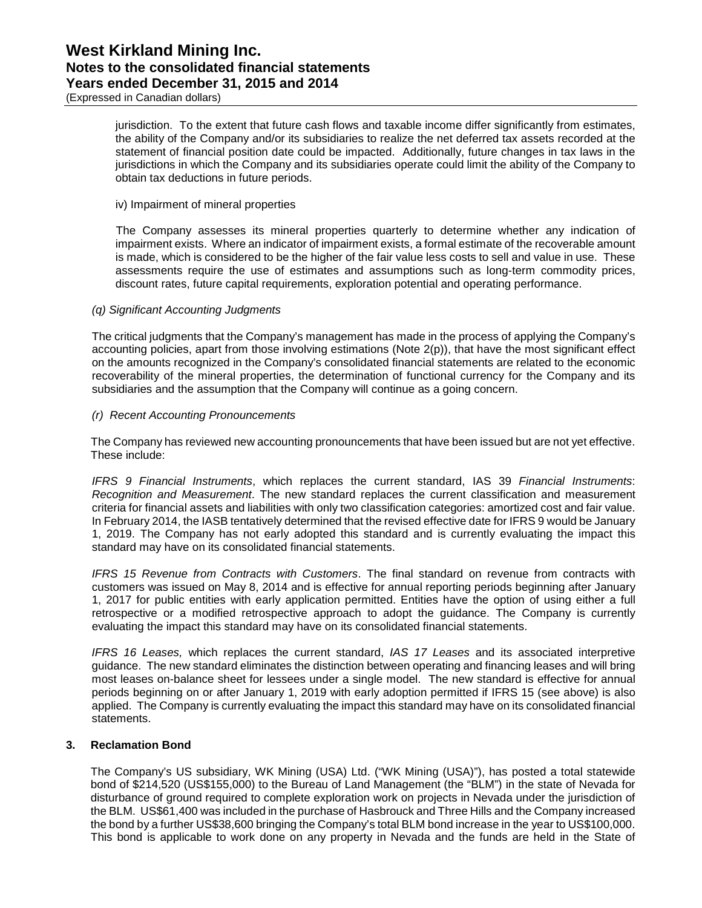jurisdiction. To the extent that future cash flows and taxable income differ significantly from estimates, the ability of the Company and/or its subsidiaries to realize the net deferred tax assets recorded at the statement of financial position date could be impacted. Additionally, future changes in tax laws in the jurisdictions in which the Company and its subsidiaries operate could limit the ability of the Company to obtain tax deductions in future periods.

iv) Impairment of mineral properties

The Company assesses its mineral properties quarterly to determine whether any indication of impairment exists. Where an indicator of impairment exists, a formal estimate of the recoverable amount is made, which is considered to be the higher of the fair value less costs to sell and value in use. These assessments require the use of estimates and assumptions such as long-term commodity prices, discount rates, future capital requirements, exploration potential and operating performance.

*(q) Significant Accounting Judgments*

The critical judgments that the Company's management has made in the process of applying the Company's accounting policies, apart from those involving estimations (Note 2(p)), that have the most significant effect on the amounts recognized in the Company's consolidated financial statements are related to the economic recoverability of the mineral properties, the determination of functional currency for the Company and its subsidiaries and the assumption that the Company will continue as a going concern.

*(r) Recent Accounting Pronouncements*

The Company has reviewed new accounting pronouncements that have been issued but are not yet effective. These include:

*IFRS 9 Financial Instruments*, which replaces the current standard, IAS 39 *Financial Instruments*: *Recognition and Measurement*. The new standard replaces the current classification and measurement criteria for financial assets and liabilities with only two classification categories: amortized cost and fair value. In February 2014, the IASB tentatively determined that the revised effective date for IFRS 9 would be January 1, 2019. The Company has not early adopted this standard and is currently evaluating the impact this standard may have on its consolidated financial statements.

*IFRS 15 Revenue from Contracts with Customers*. The final standard on revenue from contracts with customers was issued on May 8, 2014 and is effective for annual reporting periods beginning after January 1, 2017 for public entities with early application permitted. Entities have the option of using either a full retrospective or a modified retrospective approach to adopt the guidance. The Company is currently evaluating the impact this standard may have on its consolidated financial statements.

*IFRS 16 Leases,* which replaces the current standard, *IAS 17 Leases* and its associated interpretive guidance. The new standard eliminates the distinction between operating and financing leases and will bring most leases on-balance sheet for lessees under a single model. The new standard is effective for annual periods beginning on or after January 1, 2019 with early adoption permitted if IFRS 15 (see above) is also applied. The Company is currently evaluating the impact this standard may have on its consolidated financial statements.

## 3. Reclamation Bond

The Company's US subsidiary, WK Mining (USA) Ltd. ("WK Mining (USA)"), has posted a total statewide bond of $214,520 (US$155,000) to the Bureau of Land Management (the "BLM") in the state of Nevada for disturbance of ground required to complete exploration work on projects in Nevada under the jurisdiction of the BLM. US$61,400 was included in the purchase of Hasbrouck and Three Hills and the Company increased the bond by a further US$38,600 bringing the Company's total BLM bond increase in the year to US$100,000. This bond is applicable to work done on any property in Nevada and the funds are held in the State of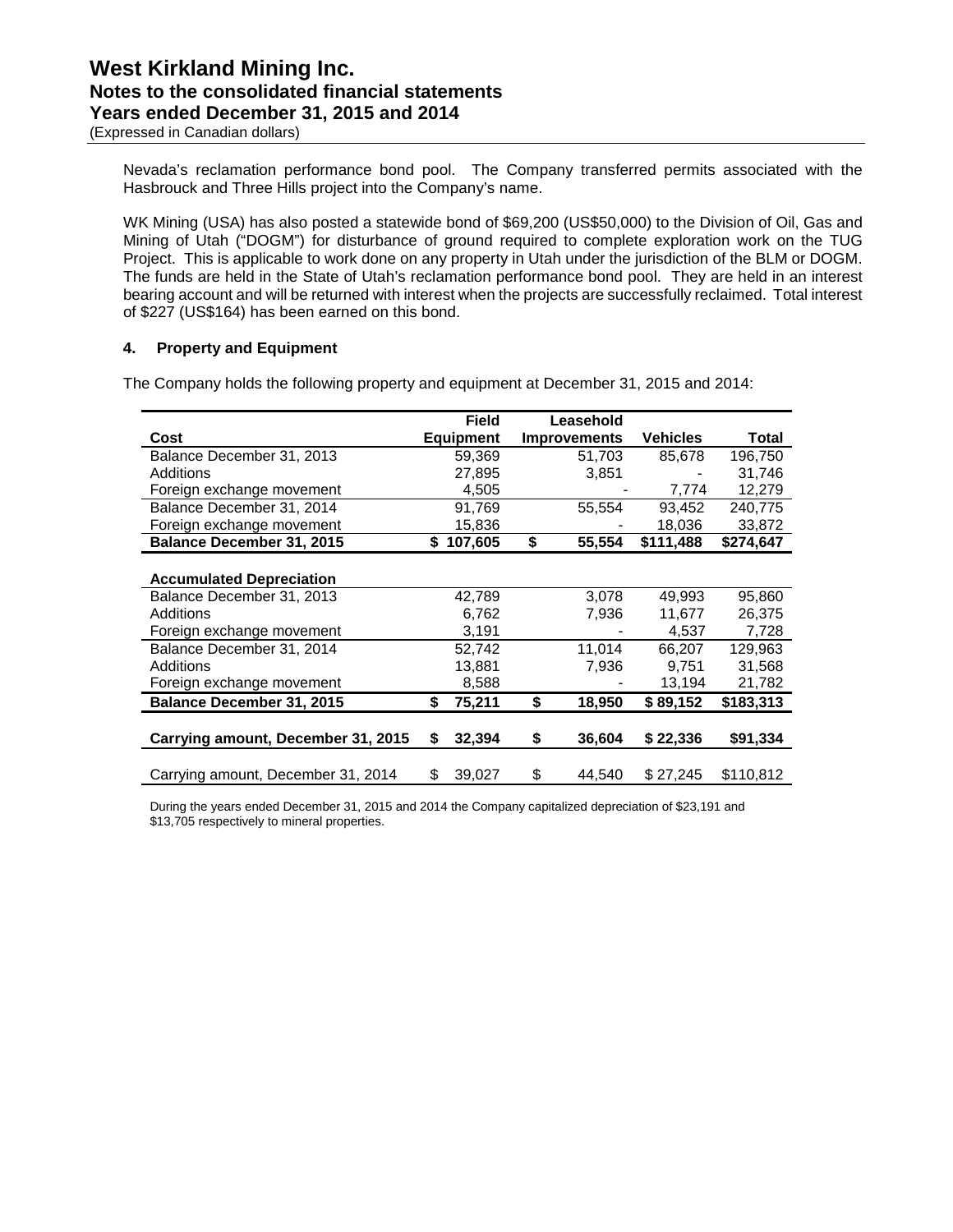Nevada's reclamation performance bond pool. The Company transferred permits associated with the Hasbrouck and Three Hills project into the Company's name.

WK Mining (USA) has also posted a statewide bond of $69,200 (US$50,000) to the Division of Oil, Gas and Mining of Utah ("DOGM") for disturbance of ground required to complete exploration work on the TUG Project. This is applicable to work done on any property in Utah under the jurisdiction of the BLM or DOGM. The funds are held in the State of Utah's reclamation performance bond pool. They are held in an interest bearing account and will be returned with interest when the projects are successfully reclaimed. Total interest of $227 (US$164) has been earned on this bond.

## 4. Property and Equipment

The Company holds the following property and equipment at December 31, 2015 and 2014:

| Cost | Field Equipment | Leasehold Improvements | Vehicles | Total |
|---|---|---|---|---|
| Balance December 31, 2013 | 59,369 | 51,703 | 85,678 | 196,750 |
| Additions | 27,895 | 3,851 | - | 31,746 |
| Foreign exchange movement | 4,505 | - | 7,774 | 12,279 |
| Balance December 31, 2014 | 91,769 | 55,554 | 93,452 | 240,775 |
| Foreign exchange movement | 15,836 | - | 18,036 | 33,872 |
| **Balance December 31, 2015** | **$ 107,605** | **$ 55,554** | **$111,488** | **$274,647** |
| **Accumulated Depreciation** | | | | |
| Balance December 31, 2013 | 42,789 | 3,078 | 49,993 | 95,860 |
| Additions | 6,762 | 7,936 | 11,677 | 26,375 |
| Foreign exchange movement | 3,191 | - | 4,537 | 7,728 |
| Balance December 31, 2014 | 52,742 | 11,014 | 66,207 | 129,963 |
| Additions | 13,881 | 7,936 | 9,751 | 31,568 |
| Foreign exchange movement | 8,588 | - | 13,194 | 21,782 |
| **Balance December 31, 2015** | **$ 75,211** | **$ 18,950** | **$ 89,152** | **$183,313** |
| **Carrying amount, December 31, 2015** | **$ 32,394** | **$ 36,604** | **$ 22,336** | **$91,334** |
| Carrying amount, December 31, 2014 | $ 39,027 | $ 44,540 | $ 27,245 | $110,812 |

During the years ended December 31, 2015 and 2014 the Company capitalized depreciation of $23,191 and $13,705 respectively to mineral properties.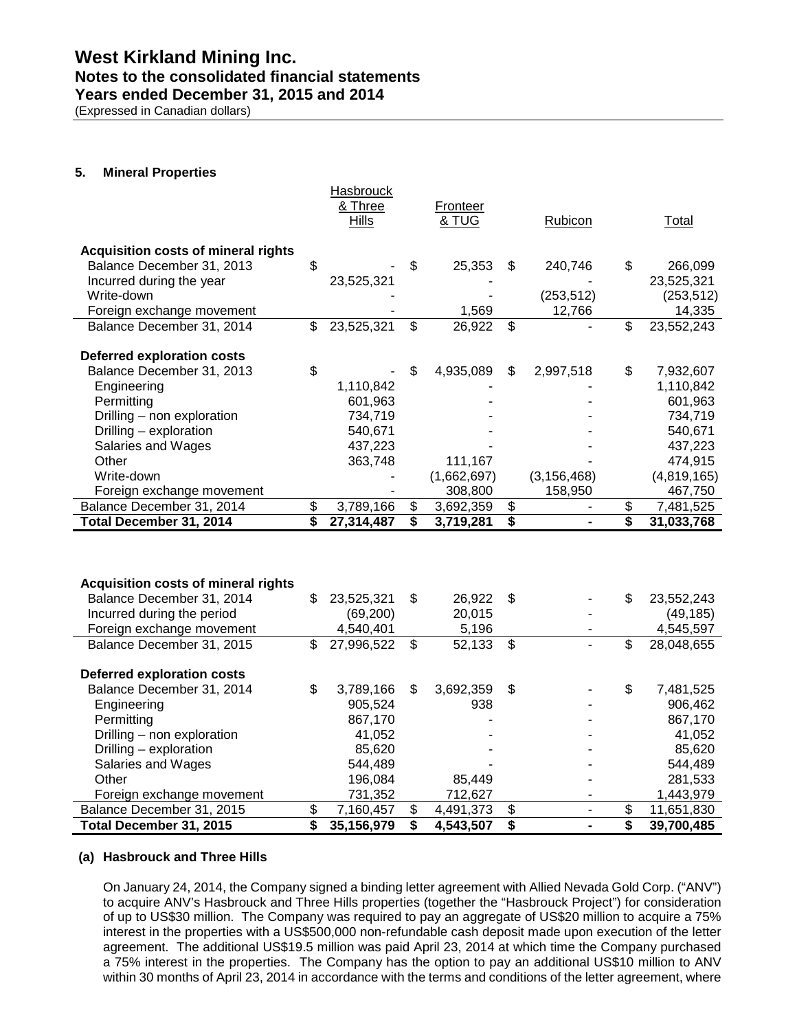## 5. Mineral Properties

| | Hasbrouck & Three Hills | Fronteer & TUG | Rubicon | Total |
|---|---|---|---|---|
| **Acquisition costs of mineral rights** | | | | |
| Balance December 31, 2013 | $ - | $ 25,353 | $ 240,746 | $ 266,099 |
| Incurred during the year | 23,525,321 | - | - | 23,525,321 |
| Write-down | - | - | (253,512) | (253,512) |
| Foreign exchange movement | - | 1,569 | 12,766 | 14,335 |
| Balance December 31, 2014 | $ 23,525,321 | $ 26,922 | $ - | $ 23,552,243 |
| **Deferred exploration costs** | | | | |
| Balance December 31, 2013 | $ - | $ 4,935,089 | $ 2,997,518 | $ 7,932,607 |
| Engineering | 1,110,842 | - | - | 1,110,842 |
| Permitting | 601,963 | - | - | 601,963 |
| Drilling – non exploration | 734,719 | - | - | 734,719 |
| Drilling – exploration | 540,671 | - | - | 540,671 |
| Salaries and Wages | 437,223 | - | - | 437,223 |
| Other | 363,748 | 111,167 | - | 474,915 |
| Write-down | - | (1,662,697) | (3,156,468) | (4,819,165) |
| Foreign exchange movement | - | 308,800 | 158,950 | 467,750 |
| Balance December 31, 2014 | $ 3,789,166 | $ 3,692,359 | $ - | $ 7,481,525 |
| **Total December 31, 2014** | **$ 27,314,487** | **$ 3,719,281** | **$ -** | **$ 31,033,768** |

| | Hasbrouck & Three Hills | Fronteer & TUG | Rubicon | Total |
|---|---|---|---|---|
| **Acquisition costs of mineral rights** | | | | |
| Balance December 31, 2014 | $ 23,525,321 | $ 26,922 | $ - | $ 23,552,243 |
| Incurred during the period | (69,200) | 20,015 | - | (49,185) |
| Foreign exchange movement | 4,540,401 | 5,196 | - | 4,545,597 |
| Balance December 31, 2015 | $ 27,996,522 | $ 52,133 | $ - | $ 28,048,655 |
| **Deferred exploration costs** | | | | |
| Balance December 31, 2014 | $ 3,789,166 | $ 3,692,359 | $ - | $ 7,481,525 |
| Engineering | 905,524 | 938 | - | 906,462 |
| Permitting | 867,170 | - | - | 867,170 |
| Drilling – non exploration | 41,052 | - | - | 41,052 |
| Drilling – exploration | 85,620 | - | - | 85,620 |
| Salaries and Wages | 544,489 | - | - | 544,489 |
| Other | 196,084 | 85,449 | - | 281,533 |
| Foreign exchange movement | 731,352 | 712,627 | - | 1,443,979 |
| Balance December 31, 2015 | $ 7,160,457 | $ 4,491,373 | $ - | $ 11,651,830 |
| **Total December 31, 2015** | **$ 35,156,979** | **$ 4,543,507** | **$ -** | **$ 39,700,485** |

### (a) Hasbrouck and Three Hills

On January 24, 2014, the Company signed a binding letter agreement with Allied Nevada Gold Corp. ("ANV") to acquire ANV's Hasbrouck and Three Hills properties (together the "Hasbrouck Project") for consideration of up to US$30 million. The Company was required to pay an aggregate of US$20 million to acquire a 75% interest in the properties with a US$500,000 non-refundable cash deposit made upon execution of the letter agreement. The additional US$19.5 million was paid April 23, 2014 at which time the Company purchased a 75% interest in the properties. The Company has the option to pay an additional US$10 million to ANV within 30 months of April 23, 2014 in accordance with the terms and conditions of the letter agreement, where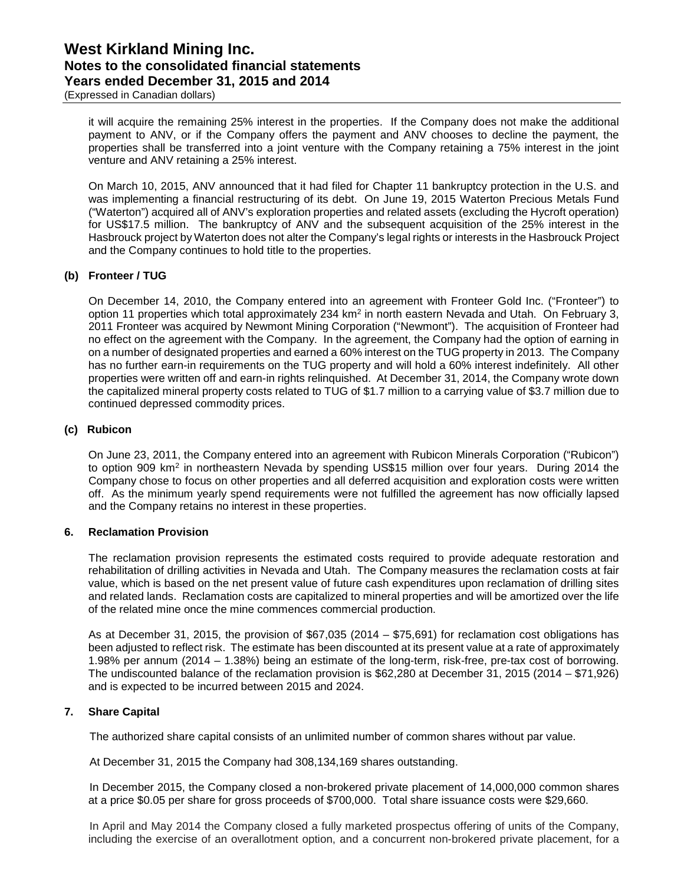it will acquire the remaining 25% interest in the properties. If the Company does not make the additional payment to ANV, or if the Company offers the payment and ANV chooses to decline the payment, the properties shall be transferred into a joint venture with the Company retaining a 75% interest in the joint venture and ANV retaining a 25% interest.

On March 10, 2015, ANV announced that it had filed for Chapter 11 bankruptcy protection in the U.S. and was implementing a financial restructuring of its debt. On June 19, 2015 Waterton Precious Metals Fund ("Waterton") acquired all of ANV's exploration properties and related assets (excluding the Hycroft operation) for US$17.5 million. The bankruptcy of ANV and the subsequent acquisition of the 25% interest in the Hasbrouck project by Waterton does not alter the Company's legal rights or interests in the Hasbrouck Project and the Company continues to hold title to the properties.

**(b) Fronteer / TUG**

On December 14, 2010, the Company entered into an agreement with Fronteer Gold Inc. ("Fronteer") to option 11 properties which total approximately 234 $km^2$ in north eastern Nevada and Utah. On February 3, 2011 Fronteer was acquired by Newmont Mining Corporation ("Newmont"). The acquisition of Fronteer had no effect on the agreement with the Company. In the agreement, the Company had the option of earning in on a number of designated properties and earned a 60% interest on the TUG property in 2013. The Company has no further earn-in requirements on the TUG property and will hold a 60% interest indefinitely. All other properties were written off and earn-in rights relinquished. At December 31, 2014, the Company wrote down the capitalized mineral property costs related to TUG of $1.7 million to a carrying value of $3.7 million due to continued depressed commodity prices.

**(c) Rubicon**

On June 23, 2011, the Company entered into an agreement with Rubicon Minerals Corporation ("Rubicon") to option 909 $km^2$ in northeastern Nevada by spending US$15 million over four years. During 2014 the Company chose to focus on other properties and all deferred acquisition and exploration costs were written off. As the minimum yearly spend requirements were not fulfilled the agreement has now officially lapsed and the Company retains no interest in these properties.

## 6. Reclamation Provision

The reclamation provision represents the estimated costs required to provide adequate restoration and rehabilitation of drilling activities in Nevada and Utah. The Company measures the reclamation costs at fair value, which is based on the net present value of future cash expenditures upon reclamation of drilling sites and related lands. Reclamation costs are capitalized to mineral properties and will be amortized over the life of the related mine once the mine commences commercial production.

As at December 31, 2015, the provision of $67,035 (2014 – $75,691) for reclamation cost obligations has been adjusted to reflect risk. The estimate has been discounted at its present value at a rate of approximately 1.98% per annum (2014 – 1.38%) being an estimate of the long-term, risk-free, pre-tax cost of borrowing. The undiscounted balance of the reclamation provision is $62,280 at December 31, 2015 (2014 – $71,926) and is expected to be incurred between 2015 and 2024.

## 7. Share Capital

The authorized share capital consists of an unlimited number of common shares without par value.

At December 31, 2015 the Company had 308,134,169 shares outstanding.

In December 2015, the Company closed a non-brokered private placement of 14,000,000 common shares at a price $0.05 per share for gross proceeds of $700,000. Total share issuance costs were $29,660.

In April and May 2014 the Company closed a fully marketed prospectus offering of units of the Company, including the exercise of an overallotment option, and a concurrent non-brokered private placement, for a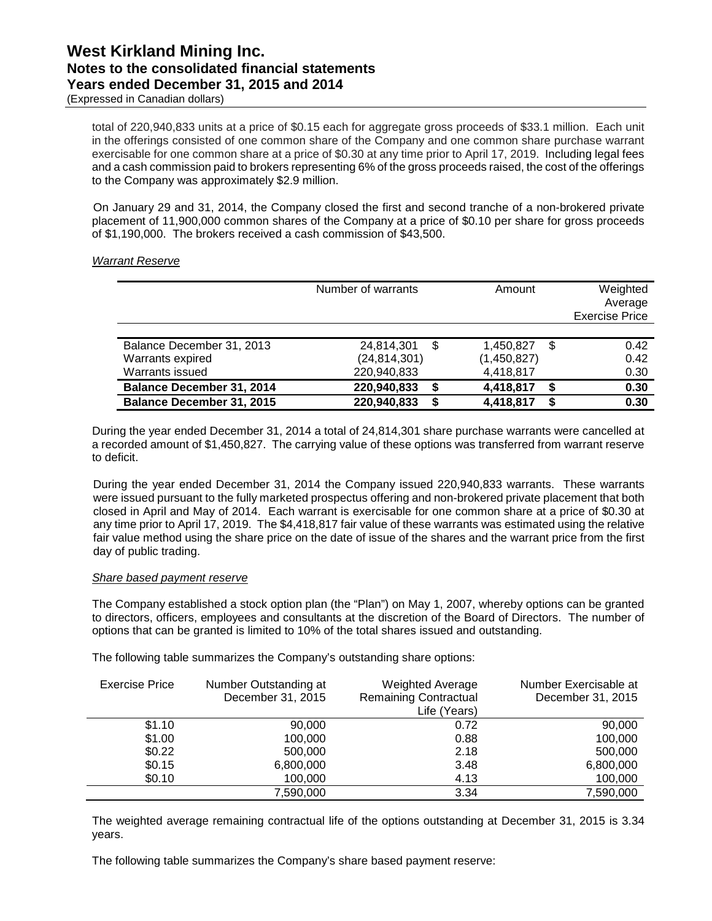total of 220,940,833 units at a price of $0.15 each for aggregate gross proceeds of $33.1 million. Each unit in the offerings consisted of one common share of the Company and one common share purchase warrant exercisable for one common share at a price of $0.30 at any time prior to April 17, 2019. Including legal fees and a cash commission paid to brokers representing 6% of the gross proceeds raised, the cost of the offerings to the Company was approximately $2.9 million.

On January 29 and 31, 2014, the Company closed the first and second tranche of a non-brokered private placement of 11,900,000 common shares of the Company at a price of $0.10 per share for gross proceeds of $1,190,000. The brokers received a cash commission of $43,500.

*Warrant Reserve*

| | Number of warrants | Amount | Weighted Average Exercise Price |
|---|---|---|---|
| Balance December 31, 2013 | 24,814,301 | $ 1,450,827 | $ 0.42 |
| Warrants expired | (24,814,301) | (1,450,827) | 0.42 |
| Warrants issued | 220,940,833 | 4,418,817 | 0.30 |
| **Balance December 31, 2014** | **220,940,833** | **$ 4,418,817** | **$ 0.30** |
| **Balance December 31, 2015** | **220,940,833** | **$ 4,418,817** | **$ 0.30** |

During the year ended December 31, 2014 a total of 24,814,301 share purchase warrants were cancelled at a recorded amount of $1,450,827. The carrying value of these options was transferred from warrant reserve to deficit.

During the year ended December 31, 2014 the Company issued 220,940,833 warrants. These warrants were issued pursuant to the fully marketed prospectus offering and non-brokered private placement that both closed in April and May of 2014. Each warrant is exercisable for one common share at a price of $0.30 at any time prior to April 17, 2019. The $4,418,817 fair value of these warrants was estimated using the relative fair value method using the share price on the date of issue of the shares and the warrant price from the first day of public trading.

*Share based payment reserve*

The Company established a stock option plan (the "Plan") on May 1, 2007, whereby options can be granted to directors, officers, employees and consultants at the discretion of the Board of Directors. The number of options that can be granted is limited to 10% of the total shares issued and outstanding.

The following table summarizes the Company's outstanding share options:

| Exercise Price | Number Outstanding at December 31, 2015 | Weighted Average Remaining Contractual Life (Years) | Number Exercisable at December 31, 2015 |
|---|---|---|---|
| $1.10 | 90,000 | 0.72 | 90,000 |
| $1.00 | 100,000 | 0.88 | 100,000 |
| $0.22 | 500,000 | 2.18 | 500,000 |
| $0.15 | 6,800,000 | 3.48 | 6,800,000 |
| $0.10 | 100,000 | 4.13 | 100,000 |
| | 7,590,000 | 3.34 | 7,590,000 |

The weighted average remaining contractual life of the options outstanding at December 31, 2015 is 3.34 years.

The following table summarizes the Company's share based payment reserve: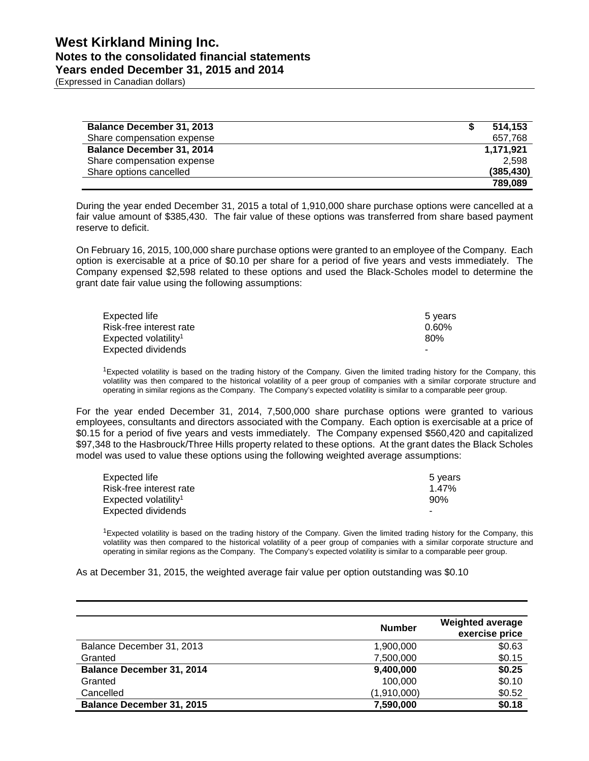| | |
|---|---|
| **Balance December 31, 2013** | **$ 514,153** |
| Share compensation expense | 657,768 |
| **Balance December 31, 2014** | **1,171,921** |
| Share compensation expense | 2,598 |
| Share options cancelled | **(385,430)** |
| | **789,089** |

During the year ended December 31, 2015 a total of 1,910,000 share purchase options were cancelled at a fair value amount of $385,430. The fair value of these options was transferred from share based payment reserve to deficit.

On February 16, 2015, 100,000 share purchase options were granted to an employee of the Company. Each option is exercisable at a price of $0.10 per share for a period of five years and vests immediately. The Company expensed $2,598 related to these options and used the Black-Scholes model to determine the grant date fair value using the following assumptions:

| | |
|---|---|
| Expected life | 5 years |
| Risk-free interest rate | 0.60% |
| Expected volatility[1] | 80% |
| Expected dividends | - |

[1]Expected volatility is based on the trading history of the Company. Given the limited trading history for the Company, this volatility was then compared to the historical volatility of a peer group of companies with a similar corporate structure and operating in similar regions as the Company. The Company's expected volatility is similar to a comparable peer group.

For the year ended December 31, 2014, 7,500,000 share purchase options were granted to various employees, consultants and directors associated with the Company. Each option is exercisable at a price of $0.15 for a period of five years and vests immediately. The Company expensed $560,420 and capitalized $97,348 to the Hasbrouck/Three Hills property related to these options. At the grant dates the Black Scholes model was used to value these options using the following weighted average assumptions:

| | |
|---|---|
| Expected life | 5 years |
| Risk-free interest rate | 1.47% |
| Expected volatility[1] | 90% |
| Expected dividends | - |

[1]Expected volatility is based on the trading history of the Company. Given the limited trading history for the Company, this volatility was then compared to the historical volatility of a peer group of companies with a similar corporate structure and operating in similar regions as the Company. The Company's expected volatility is similar to a comparable peer group.

As at December 31, 2015, the weighted average fair value per option outstanding was $0.10

| | Number | Weighted average exercise price |
|---|---|---|
| Balance December 31, 2013 | 1,900,000 | $0.63 |
| Granted | 7,500,000 | $0.15 |
| **Balance December 31, 2014** | **9,400,000** | **$0.25** |
| Granted | 100,000 | $0.10 |
| Cancelled | (1,910,000) | $0.52 |
| **Balance December 31, 2015** | **7,590,000** | **$0.18** |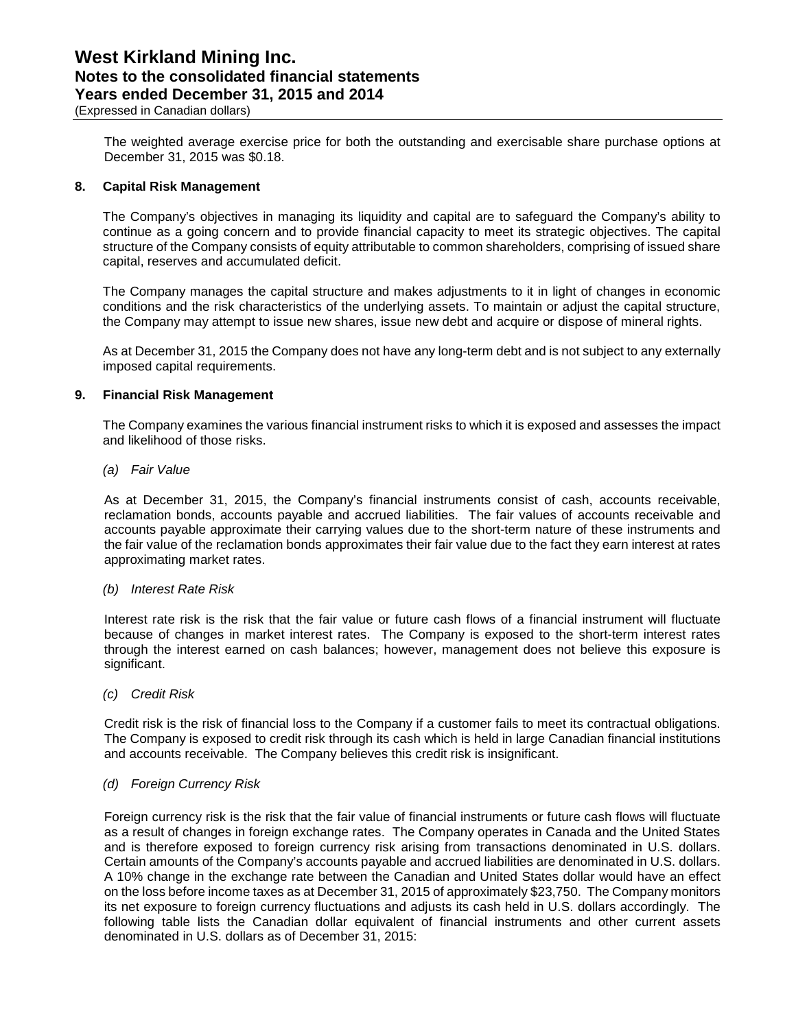The weighted average exercise price for both the outstanding and exercisable share purchase options at December 31, 2015 was $0.18.

## 8. Capital Risk Management

The Company's objectives in managing its liquidity and capital are to safeguard the Company's ability to continue as a going concern and to provide financial capacity to meet its strategic objectives. The capital structure of the Company consists of equity attributable to common shareholders, comprising of issued share capital, reserves and accumulated deficit.

The Company manages the capital structure and makes adjustments to it in light of changes in economic conditions and the risk characteristics of the underlying assets. To maintain or adjust the capital structure, the Company may attempt to issue new shares, issue new debt and acquire or dispose of mineral rights.

As at December 31, 2015 the Company does not have any long-term debt and is not subject to any externally imposed capital requirements.

## 9. Financial Risk Management

The Company examines the various financial instrument risks to which it is exposed and assesses the impact and likelihood of those risks.

*(a) Fair Value*

As at December 31, 2015, the Company's financial instruments consist of cash, accounts receivable, reclamation bonds, accounts payable and accrued liabilities. The fair values of accounts receivable and accounts payable approximate their carrying values due to the short-term nature of these instruments and the fair value of the reclamation bonds approximates their fair value due to the fact they earn interest at rates approximating market rates.

*(b) Interest Rate Risk*

Interest rate risk is the risk that the fair value or future cash flows of a financial instrument will fluctuate because of changes in market interest rates. The Company is exposed to the short-term interest rates through the interest earned on cash balances; however, management does not believe this exposure is significant.

*(c) Credit Risk*

Credit risk is the risk of financial loss to the Company if a customer fails to meet its contractual obligations. The Company is exposed to credit risk through its cash which is held in large Canadian financial institutions and accounts receivable. The Company believes this credit risk is insignificant.

*(d) Foreign Currency Risk*

Foreign currency risk is the risk that the fair value of financial instruments or future cash flows will fluctuate as a result of changes in foreign exchange rates. The Company operates in Canada and the United States and is therefore exposed to foreign currency risk arising from transactions denominated in U.S. dollars. Certain amounts of the Company's accounts payable and accrued liabilities are denominated in U.S. dollars. A 10% change in the exchange rate between the Canadian and United States dollar would have an effect on the loss before income taxes as at December 31, 2015 of approximately $23,750. The Company monitors its net exposure to foreign currency fluctuations and adjusts its cash held in U.S. dollars accordingly. The following table lists the Canadian dollar equivalent of financial instruments and other current assets denominated in U.S. dollars as of December 31, 2015: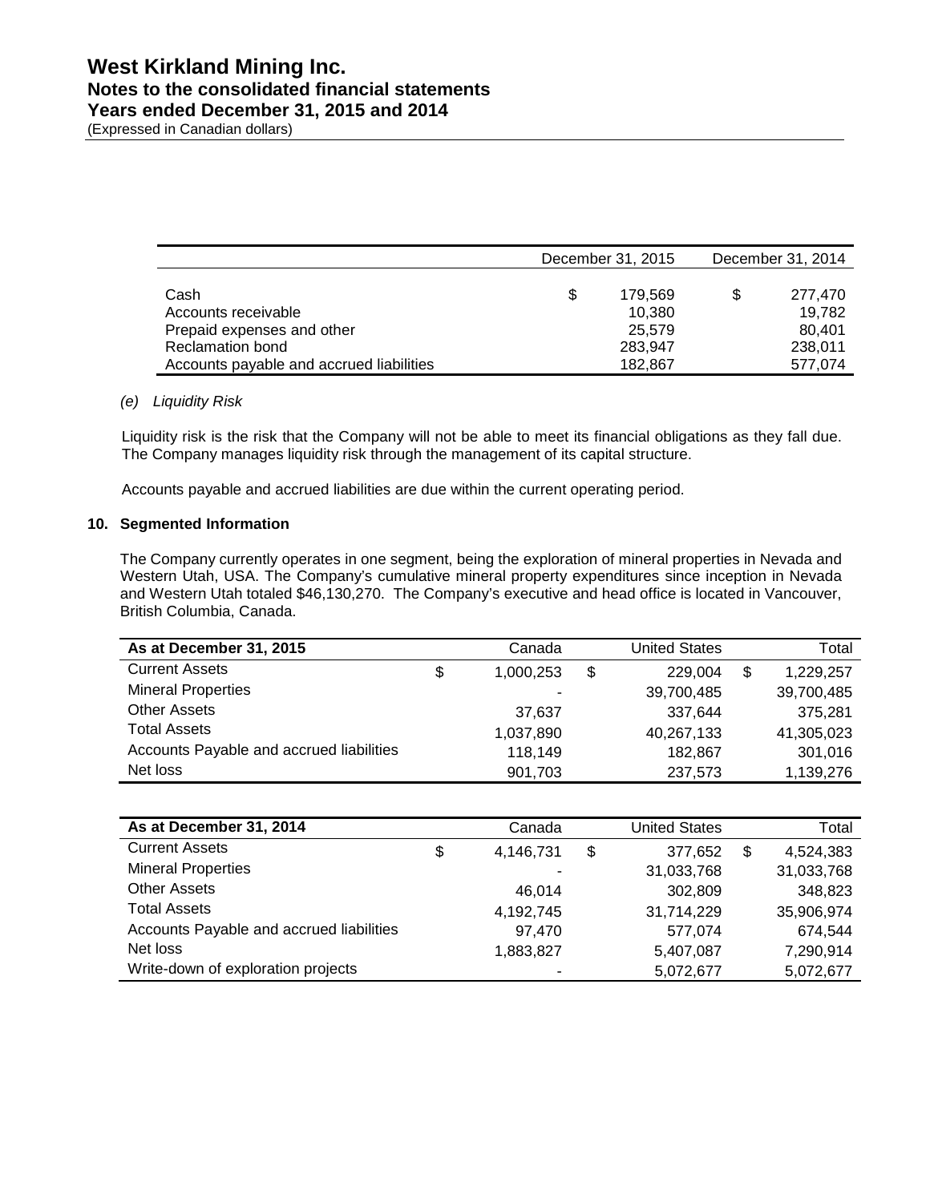| | December 31, 2015 | December 31, 2014 |
|---|---|---|
| Cash | $ 179,569 | $ 277,470 |
| Accounts receivable | 10,380 | 19,782 |
| Prepaid expenses and other | 25,579 | 80,401 |
| Reclamation bond | 283,947 | 238,011 |
| Accounts payable and accrued liabilities | 182,867 | 577,074 |

*(e) Liquidity Risk*

Liquidity risk is the risk that the Company will not be able to meet its financial obligations as they fall due. The Company manages liquidity risk through the management of its capital structure.

Accounts payable and accrued liabilities are due within the current operating period.

**10. Segmented Information**

The Company currently operates in one segment, being the exploration of mineral properties in Nevada and Western Utah, USA. The Company's cumulative mineral property expenditures since inception in Nevada and Western Utah totaled $46,130,270. The Company's executive and head office is located in Vancouver, British Columbia, Canada.

| As at December 31, 2015 | Canada | United States | Total |
|---|---|---|---|
| Current Assets | $ 1,000,253 | $ 229,004 | $ 1,229,257 |
| Mineral Properties | - | 39,700,485 | 39,700,485 |
| Other Assets | 37,637 | 337,644 | 375,281 |
| Total Assets | 1,037,890 | 40,267,133 | 41,305,023 |
| Accounts Payable and accrued liabilities | 118,149 | 182,867 | 301,016 |
| Net loss | 901,703 | 237,573 | 1,139,276 |

| As at December 31, 2014 | Canada | United States | Total |
|---|---|---|---|
| Current Assets | $ 4,146,731 | $ 377,652 | $ 4,524,383 |
| Mineral Properties | - | 31,033,768 | 31,033,768 |
| Other Assets | 46,014 | 302,809 | 348,823 |
| Total Assets | 4,192,745 | 31,714,229 | 35,906,974 |
| Accounts Payable and accrued liabilities | 97,470 | 577,074 | 674,544 |
| Net loss | 1,883,827 | 5,407,087 | 7,290,914 |
| Write-down of exploration projects | - | 5,072,677 | 5,072,677 |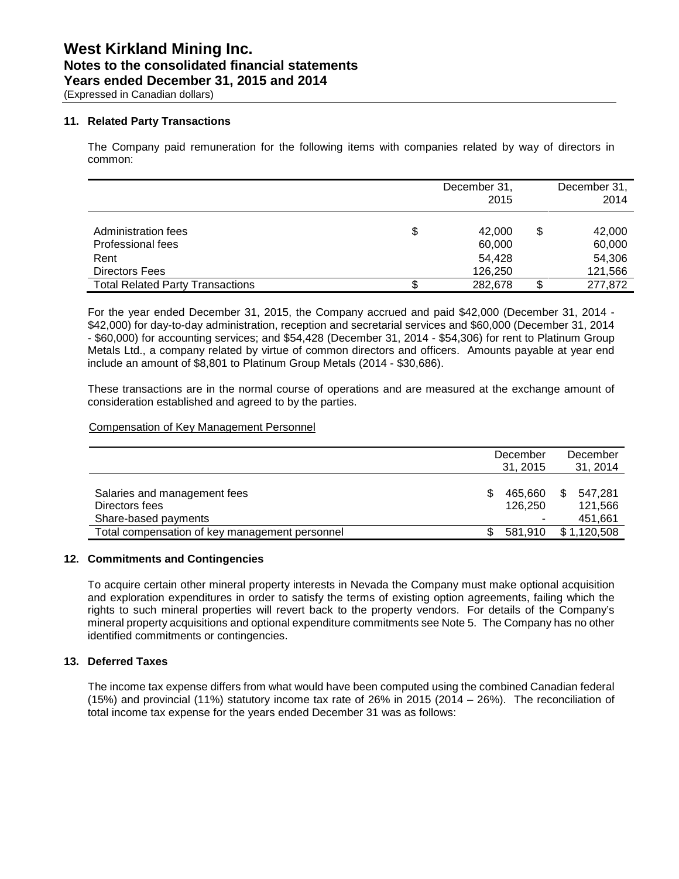# West Kirkland Mining Inc.
## Notes to the consolidated financial statements
## Years ended December 31, 2015 and 2014
(Expressed in Canadian dollars)

### 11. Related Party Transactions

The Company paid remuneration for the following items with companies related by way of directors in common:

| | December 31, 2015 | December 31, 2014 |
|---|---|---|
| Administration fees | $ 42,000 | $ 42,000 |
| Professional fees | 60,000 | 60,000 |
| Rent | 54,428 | 54,306 |
| Directors Fees | 126,250 | 121,566 |
| Total Related Party Transactions | $ 282,678 | $ 277,872 |

For the year ended December 31, 2015, the Company accrued and paid $42,000 (December 31, 2014 - $42,000) for day-to-day administration, reception and secretarial services and $60,000 (December 31, 2014 - $60,000) for accounting services; and $54,428 (December 31, 2014 - $54,306) for rent to Platinum Group Metals Ltd., a company related by virtue of common directors and officers. Amounts payable at year end include an amount of $8,801 to Platinum Group Metals (2014 - $30,686).

These transactions are in the normal course of operations and are measured at the exchange amount of consideration established and agreed to by the parties.

Compensation of Key Management Personnel

| | December 31, 2015 | December 31, 2014 |
|---|---|---|
| Salaries and management fees | $ 465,660 | $ 547,281 |
| Directors fees | 126,250 | 121,566 |
| Share-based payments | - | 451,661 |
| Total compensation of key management personnel | $ 581,910 | $ 1,120,508 |

### 12. Commitments and Contingencies

To acquire certain other mineral property interests in Nevada the Company must make optional acquisition and exploration expenditures in order to satisfy the terms of existing option agreements, failing which the rights to such mineral properties will revert back to the property vendors. For details of the Company's mineral property acquisitions and optional expenditure commitments see Note 5. The Company has no other identified commitments or contingencies.

### 13. Deferred Taxes

The income tax expense differs from what would have been computed using the combined Canadian federal (15%) and provincial (11%) statutory income tax rate of 26% in 2015 (2014 – 26%). The reconciliation of total income tax expense for the years ended December 31 was as follows: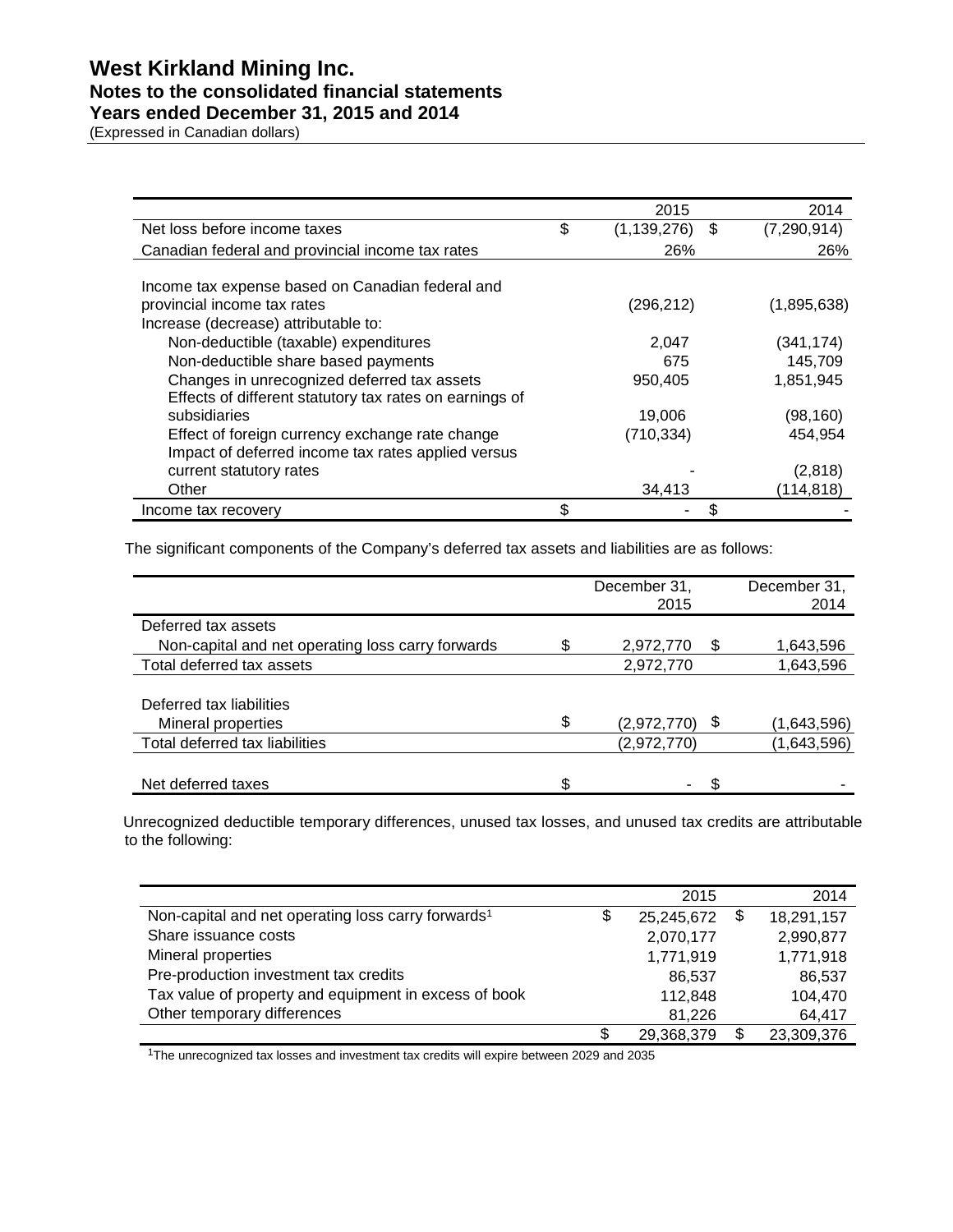# West Kirkland Mining Inc.
## Notes to the consolidated financial statements
## Years ended December 31, 2015 and 2014
(Expressed in Canadian dollars)

| | 2015 | 2014 |
|---|---|---|
| Net loss before income taxes | $ (1,139,276) | $ (7,290,914) |
| Canadian federal and provincial income tax rates | 26% | 26% |
| Income tax expense based on Canadian federal and provincial income tax rates | (296,212) | (1,895,638) |
| Increase (decrease) attributable to: | | |
| Non-deductible (taxable) expenditures | 2,047 | (341,174) |
| Non-deductible share based payments | 675 | 145,709 |
| Changes in unrecognized deferred tax assets | 950,405 | 1,851,945 |
| Effects of different statutory tax rates on earnings of subsidiaries | 19,006 | (98,160) |
| Effect of foreign currency exchange rate change | (710,334) | 454,954 |
| Impact of deferred income tax rates applied versus current statutory rates | - | (2,818) |
| Other | 34,413 | (114,818) |
| Income tax recovery | $ - | $ - |

The significant components of the Company's deferred tax assets and liabilities are as follows:

| | December 31, 2015 | December 31, 2014 |
|---|---|---|
| Deferred tax assets | | |
| Non-capital and net operating loss carry forwards | $ 2,972,770 | $ 1,643,596 |
| Total deferred tax assets | 2,972,770 | 1,643,596 |
| Deferred tax liabilities | | |
| Mineral properties | $ (2,972,770) | $ (1,643,596) |
| Total deferred tax liabilities | (2,972,770) | (1,643,596) |
| Net deferred taxes | $ - | $ - |

Unrecognized deductible temporary differences, unused tax losses, and unused tax credits are attributable to the following:

| | 2015 | 2014 |
|---|---|---|
| Non-capital and net operating loss carry forwards[1] | $ 25,245,672 | $ 18,291,157 |
| Share issuance costs | 2,070,177 | 2,990,877 |
| Mineral properties | 1,771,919 | 1,771,918 |
| Pre-production investment tax credits | 86,537 | 86,537 |
| Tax value of property and equipment in excess of book | 112,848 | 104,470 |
| Other temporary differences | 81,226 | 64,417 |
| | $ 29,368,379 | $ 23,309,376 |

[1]The unrecognized tax losses and investment tax credits will expire between 2029 and 2035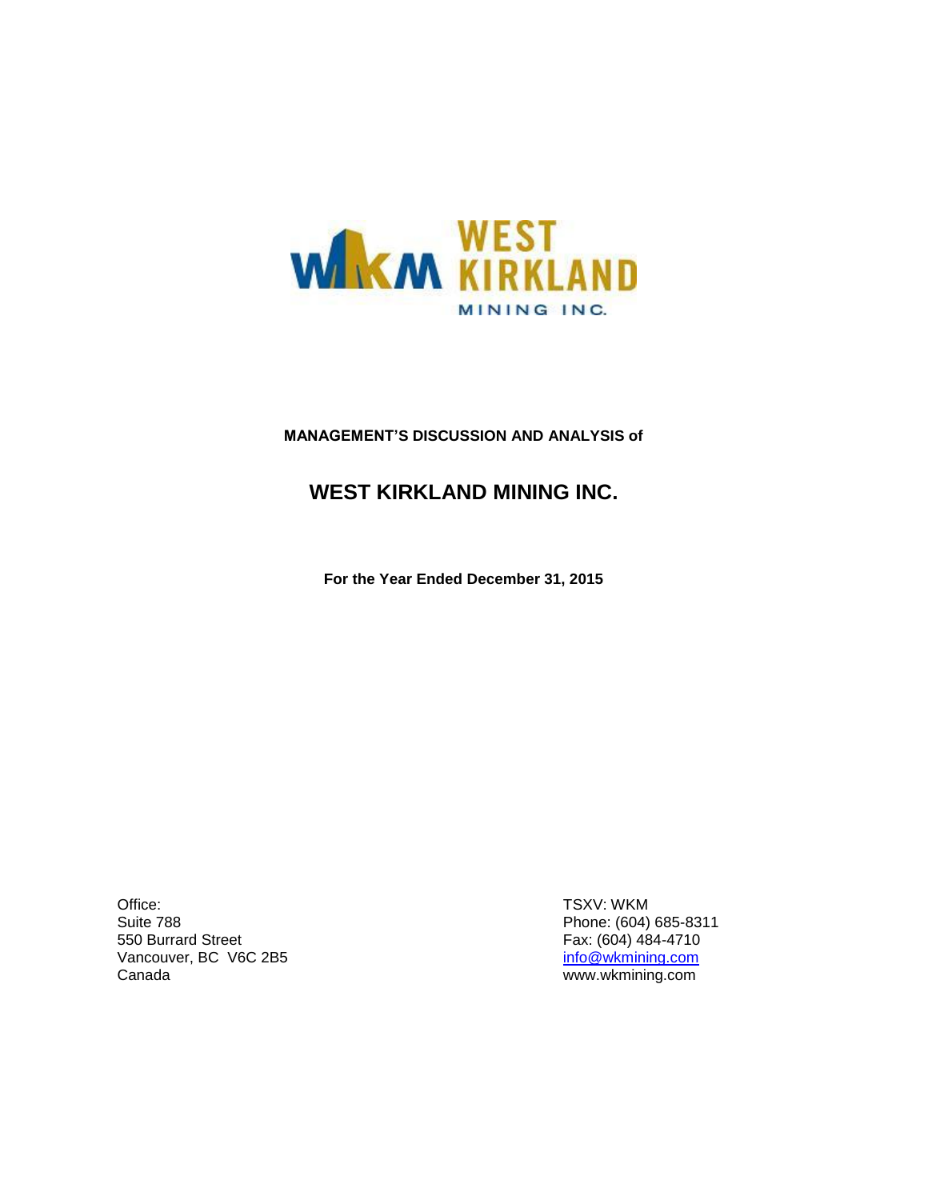WEST KIRKLAND MINING INC.

**MANAGEMENT'S DISCUSSION AND ANALYSIS of**

# WEST KIRKLAND MINING INC.

**For the Year Ended December 31, 2015**

Office:
Suite 788
550 Burrard Street
Vancouver, BC V6C 2B5
Canada

TSXV: WKM
Phone: (604) 685-8311
Fax: (604) 484-4710
info@wkmining.com
www.wkmining.com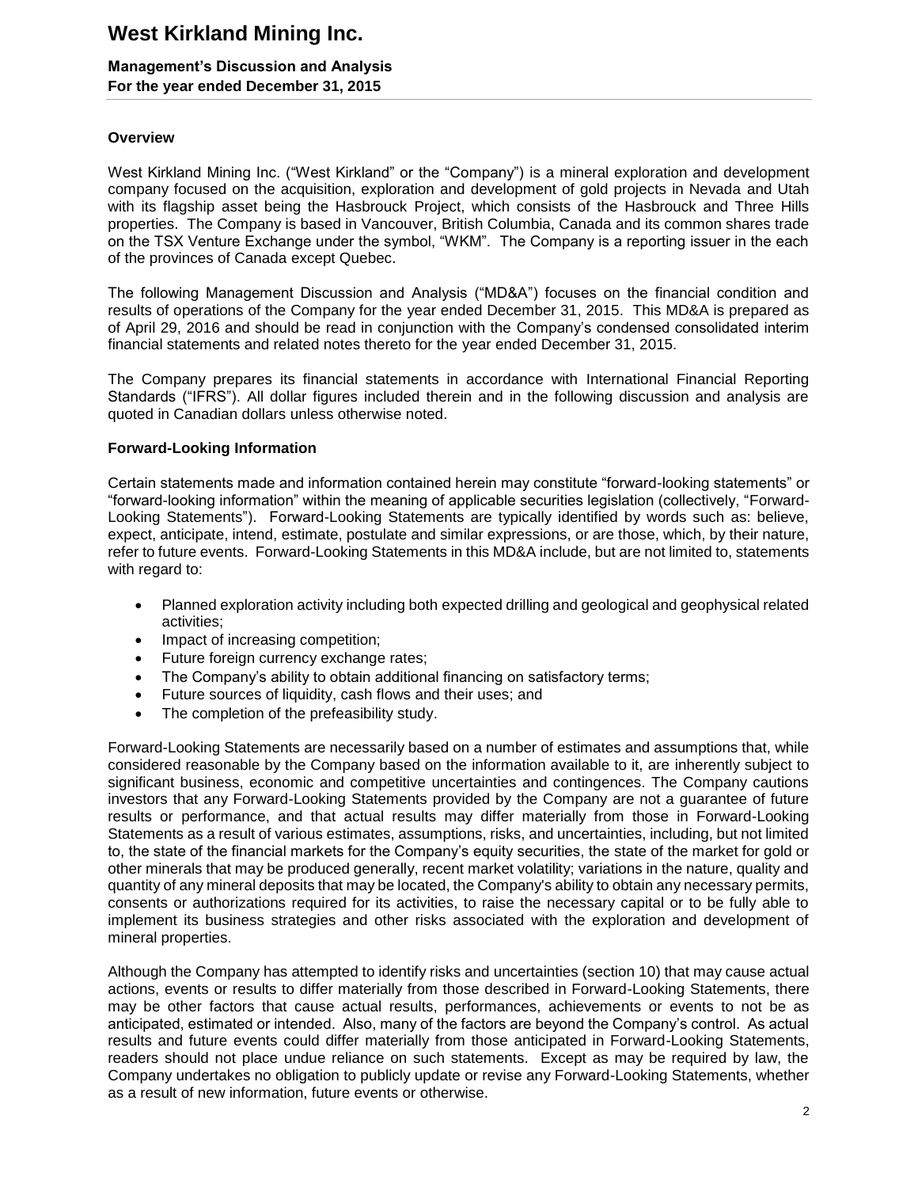## Overview

West Kirkland Mining Inc. ("West Kirkland" or the "Company") is a mineral exploration and development company focused on the acquisition, exploration and development of gold projects in Nevada and Utah with its flagship asset being the Hasbrouck Project, which consists of the Hasbrouck and Three Hills properties. The Company is based in Vancouver, British Columbia, Canada and its common shares trade on the TSX Venture Exchange under the symbol, "WKM". The Company is a reporting issuer in the each of the provinces of Canada except Quebec.

The following Management Discussion and Analysis ("MD&A") focuses on the financial condition and results of operations of the Company for the year ended December 31, 2015. This MD&A is prepared as of April 29, 2016 and should be read in conjunction with the Company's condensed consolidated interim financial statements and related notes thereto for the year ended December 31, 2015.

The Company prepares its financial statements in accordance with International Financial Reporting Standards ("IFRS"). All dollar figures included therein and in the following discussion and analysis are quoted in Canadian dollars unless otherwise noted.

## Forward-Looking Information

Certain statements made and information contained herein may constitute "forward-looking statements" or "forward-looking information" within the meaning of applicable securities legislation (collectively, "Forward-Looking Statements"). Forward-Looking Statements are typically identified by words such as: believe, expect, anticipate, intend, estimate, postulate and similar expressions, or are those, which, by their nature, refer to future events. Forward-Looking Statements in this MD&A include, but are not limited to, statements with regard to:

- Planned exploration activity including both expected drilling and geological and geophysical related activities;
- Impact of increasing competition;
- Future foreign currency exchange rates;
- The Company's ability to obtain additional financing on satisfactory terms;
- Future sources of liquidity, cash flows and their uses; and
- The completion of the prefeasibility study.

Forward-Looking Statements are necessarily based on a number of estimates and assumptions that, while considered reasonable by the Company based on the information available to it, are inherently subject to significant business, economic and competitive uncertainties and contingences. The Company cautions investors that any Forward-Looking Statements provided by the Company are not a guarantee of future results or performance, and that actual results may differ materially from those in Forward-Looking Statements as a result of various estimates, assumptions, risks, and uncertainties, including, but not limited to, the state of the financial markets for the Company's equity securities, the state of the market for gold or other minerals that may be produced generally, recent market volatility; variations in the nature, quality and quantity of any mineral deposits that may be located, the Company's ability to obtain any necessary permits, consents or authorizations required for its activities, to raise the necessary capital or to be fully able to implement its business strategies and other risks associated with the exploration and development of mineral properties.

Although the Company has attempted to identify risks and uncertainties (section 10) that may cause actual actions, events or results to differ materially from those described in Forward-Looking Statements, there may be other factors that cause actual results, performances, achievements or events to not be as anticipated, estimated or intended. Also, many of the factors are beyond the Company's control. As actual results and future events could differ materially from those anticipated in Forward-Looking Statements, readers should not place undue reliance on such statements. Except as may be required by law, the Company undertakes no obligation to publicly update or revise any Forward-Looking Statements, whether as a result of new information, future events or otherwise.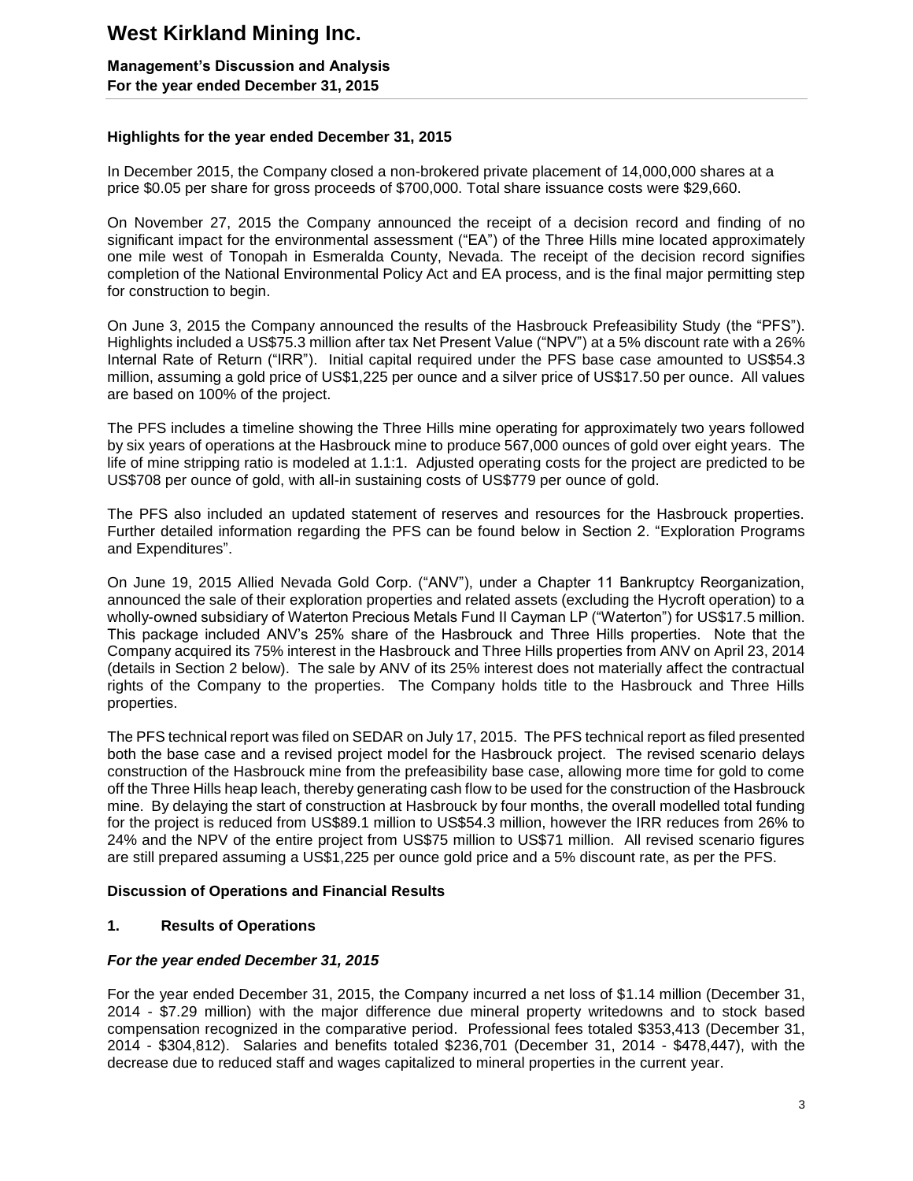## Highlights for the year ended December 31, 2015

In December 2015, the Company closed a non-brokered private placement of 14,000,000 shares at a price \$0.05 per share for gross proceeds of \$700,000. Total share issuance costs were \$29,660.

On November 27, 2015 the Company announced the receipt of a decision record and finding of no significant impact for the environmental assessment ("EA") of the Three Hills mine located approximately one mile west of Tonopah in Esmeralda County, Nevada. The receipt of the decision record signifies completion of the National Environmental Policy Act and EA process, and is the final major permitting step for construction to begin.

On June 3, 2015 the Company announced the results of the Hasbrouck Prefeasibility Study (the "PFS"). Highlights included a US\$75.3 million after tax Net Present Value ("NPV") at a 5% discount rate with a 26% Internal Rate of Return ("IRR"). Initial capital required under the PFS base case amounted to US\$54.3 million, assuming a gold price of US\$1,225 per ounce and a silver price of US\$17.50 per ounce. All values are based on 100% of the project.

The PFS includes a timeline showing the Three Hills mine operating for approximately two years followed by six years of operations at the Hasbrouck mine to produce 567,000 ounces of gold over eight years. The life of mine stripping ratio is modeled at 1.1:1. Adjusted operating costs for the project are predicted to be US\$708 per ounce of gold, with all-in sustaining costs of US\$779 per ounce of gold.

The PFS also included an updated statement of reserves and resources for the Hasbrouck properties. Further detailed information regarding the PFS can be found below in Section 2. "Exploration Programs and Expenditures".

On June 19, 2015 Allied Nevada Gold Corp. ("ANV"), under a Chapter 11 Bankruptcy Reorganization, announced the sale of their exploration properties and related assets (excluding the Hycroft operation) to a wholly-owned subsidiary of Waterton Precious Metals Fund II Cayman LP ("Waterton") for US\$17.5 million. This package included ANV's 25% share of the Hasbrouck and Three Hills properties. Note that the Company acquired its 75% interest in the Hasbrouck and Three Hills properties from ANV on April 23, 2014 (details in Section 2 below). The sale by ANV of its 25% interest does not materially affect the contractual rights of the Company to the properties. The Company holds title to the Hasbrouck and Three Hills properties.

The PFS technical report was filed on SEDAR on July 17, 2015. The PFS technical report as filed presented both the base case and a revised project model for the Hasbrouck project. The revised scenario delays construction of the Hasbrouck mine from the prefeasibility base case, allowing more time for gold to come off the Three Hills heap leach, thereby generating cash flow to be used for the construction of the Hasbrouck mine. By delaying the start of construction at Hasbrouck by four months, the overall modelled total funding for the project is reduced from US\$89.1 million to US\$54.3 million, however the IRR reduces from 26% to 24% and the NPV of the entire project from US\$75 million to US\$71 million. All revised scenario figures are still prepared assuming a US\$1,225 per ounce gold price and a 5% discount rate, as per the PFS.

## Discussion of Operations and Financial Results

### 1. Results of Operations

***For the year ended December 31, 2015***

For the year ended December 31, 2015, the Company incurred a net loss of \$1.14 million (December 31, 2014 - \$7.29 million) with the major difference due mineral property writedowns and to stock based compensation recognized in the comparative period. Professional fees totaled \$353,413 (December 31, 2014 - \$304,812). Salaries and benefits totaled \$236,701 (December 31, 2014 - \$478,447), with the decrease due to reduced staff and wages capitalized to mineral properties in the current year.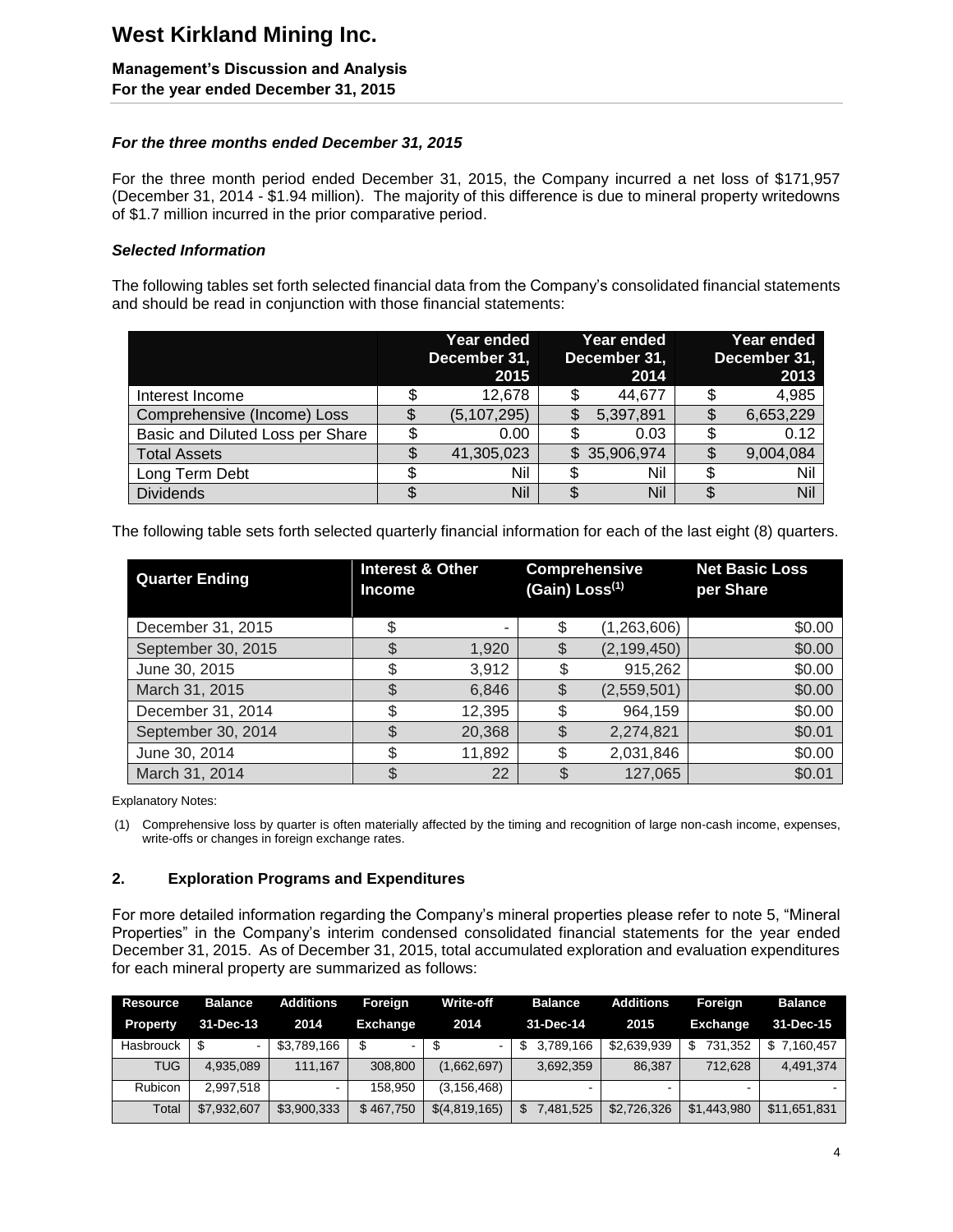*For the three months ended December 31, 2015*

For the three month period ended December 31, 2015, the Company incurred a net loss of $171,957 (December 31, 2014 - $1.94 million). The majority of this difference is due to mineral property writedowns of $1.7 million incurred in the prior comparative period.

*Selected Information*

The following tables set forth selected financial data from the Company's consolidated financial statements and should be read in conjunction with those financial statements:

| | Year ended December 31, 2015 | Year ended December 31, 2014 | Year ended December 31, 2013 |
|---|---|---|---|
| Interest Income | $ 12,678 | $ 44,677 | $ 4,985 |
| Comprehensive (Income) Loss | $ (5,107,295) | $ 5,397,891 | $ 6,653,229 |
| Basic and Diluted Loss per Share | $ 0.00 | $ 0.03 | $ 0.12 |
| Total Assets | $ 41,305,023 | $ 35,906,974 | $ 9,004,084 |
| Long Term Debt | $ Nil | $ Nil | $ Nil |
| Dividends | $ Nil | $ Nil | $ Nil |

The following table sets forth selected quarterly financial information for each of the last eight (8) quarters.

| Quarter Ending | Interest & Other Income | Comprehensive (Gain) Loss[1] | Net Basic Loss per Share |
|---|---|---|---|
| December 31, 2015 | $ - | $ (1,263,606) | $0.00 |
| September 30, 2015 | $ 1,920 | $ (2,199,450) | $0.00 |
| June 30, 2015 | $ 3,912 | $ 915,262 | $0.00 |
| March 31, 2015 | $ 6,846 | $ (2,559,501) | $0.00 |
| December 31, 2014 | $ 12,395 | $ 964,159 | $0.00 |
| September 30, 2014 | $ 20,368 | $ 2,274,821 | $0.01 |
| June 30, 2014 | $ 11,892 | $ 2,031,846 | $0.00 |
| March 31, 2014 | $ 22 | $ 127,065 | $0.01 |

Explanatory Notes:

(1) Comprehensive loss by quarter is often materially affected by the timing and recognition of large non-cash income, expenses, write-offs or changes in foreign exchange rates.

## 2. Exploration Programs and Expenditures

For more detailed information regarding the Company's mineral properties please refer to note 5, "Mineral Properties" in the Company's interim condensed consolidated financial statements for the year ended December 31, 2015. As of December 31, 2015, total accumulated exploration and evaluation expenditures for each mineral property are summarized as follows:

| Resource Property | Balance 31-Dec-13 | Additions 2014 | Foreign Exchange | Write-off 2014 | Balance 31-Dec-14 | Additions 2015 | Foreign Exchange | Balance 31-Dec-15 |
|---|---|---|---|---|---|---|---|---|
| Hasbrouck | $ - | $3,789,166 | $ - | $ - | $ 3,789,166 | $2,639,939 | $ 731,352 | $ 7,160,457 |
| TUG | 4,935,089 | 111,167 | 308,800 | (1,662,697) | 3,692,359 | 86,387 | 712,628 | 4,491,374 |
| Rubicon | 2,997,518 | - | 158,950 | (3,156,468) | - | - | - | - |
| Total | $7,932,607 | $3,900,333 | $ 467,750 | $(4,819,165) | $ 7,481,525 | $2,726,326 | $1,443,980 | $11,651,831 |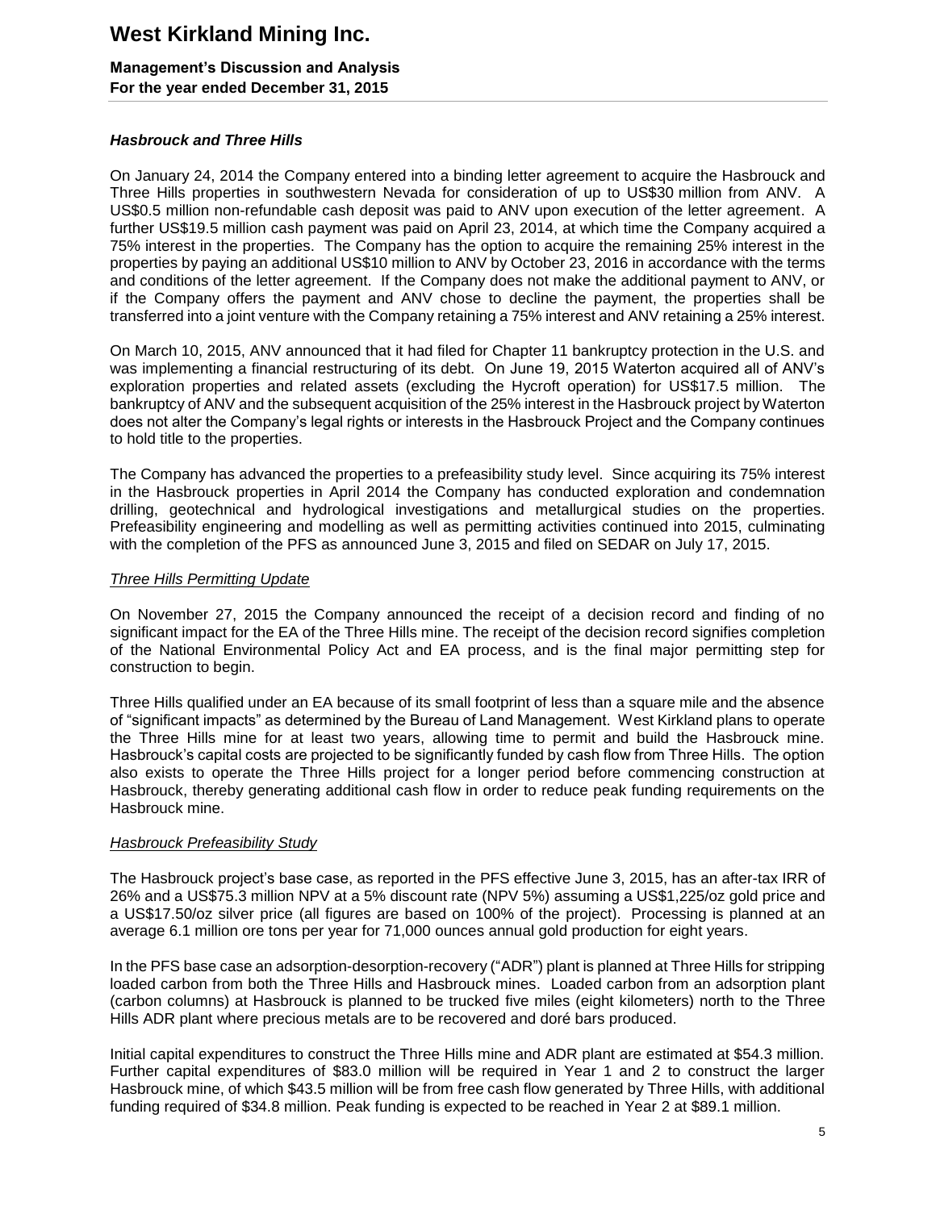### *Hasbrouck and Three Hills*

On January 24, 2014 the Company entered into a binding letter agreement to acquire the Hasbrouck and Three Hills properties in southwestern Nevada for consideration of up to US$30 million from ANV. A US$0.5 million non-refundable cash deposit was paid to ANV upon execution of the letter agreement. A further US$19.5 million cash payment was paid on April 23, 2014, at which time the Company acquired a 75% interest in the properties. The Company has the option to acquire the remaining 25% interest in the properties by paying an additional US$10 million to ANV by October 23, 2016 in accordance with the terms and conditions of the letter agreement. If the Company does not make the additional payment to ANV, or if the Company offers the payment and ANV chose to decline the payment, the properties shall be transferred into a joint venture with the Company retaining a 75% interest and ANV retaining a 25% interest.

On March 10, 2015, ANV announced that it had filed for Chapter 11 bankruptcy protection in the U.S. and was implementing a financial restructuring of its debt. On June 19, 2015 Waterton acquired all of ANV's exploration properties and related assets (excluding the Hycroft operation) for US$17.5 million. The bankruptcy of ANV and the subsequent acquisition of the 25% interest in the Hasbrouck project by Waterton does not alter the Company's legal rights or interests in the Hasbrouck Project and the Company continues to hold title to the properties.

The Company has advanced the properties to a prefeasibility study level. Since acquiring its 75% interest in the Hasbrouck properties in April 2014 the Company has conducted exploration and condemnation drilling, geotechnical and hydrological investigations and metallurgical studies on the properties. Prefeasibility engineering and modelling as well as permitting activities continued into 2015, culminating with the completion of the PFS as announced June 3, 2015 and filed on SEDAR on July 17, 2015.

#### *Three Hills Permitting Update*

On November 27, 2015 the Company announced the receipt of a decision record and finding of no significant impact for the EA of the Three Hills mine. The receipt of the decision record signifies completion of the National Environmental Policy Act and EA process, and is the final major permitting step for construction to begin.

Three Hills qualified under an EA because of its small footprint of less than a square mile and the absence of "significant impacts" as determined by the Bureau of Land Management. West Kirkland plans to operate the Three Hills mine for at least two years, allowing time to permit and build the Hasbrouck mine. Hasbrouck's capital costs are projected to be significantly funded by cash flow from Three Hills. The option also exists to operate the Three Hills project for a longer period before commencing construction at Hasbrouck, thereby generating additional cash flow in order to reduce peak funding requirements on the Hasbrouck mine.

#### *Hasbrouck Prefeasibility Study*

The Hasbrouck project's base case, as reported in the PFS effective June 3, 2015, has an after-tax IRR of 26% and a US$75.3 million NPV at a 5% discount rate (NPV 5%) assuming a US$1,225/oz gold price and a US$17.50/oz silver price (all figures are based on 100% of the project). Processing is planned at an average 6.1 million ore tons per year for 71,000 ounces annual gold production for eight years.

In the PFS base case an adsorption-desorption-recovery ("ADR") plant is planned at Three Hills for stripping loaded carbon from both the Three Hills and Hasbrouck mines. Loaded carbon from an adsorption plant (carbon columns) at Hasbrouck is planned to be trucked five miles (eight kilometers) north to the Three Hills ADR plant where precious metals are to be recovered and doré bars produced.

Initial capital expenditures to construct the Three Hills mine and ADR plant are estimated at $54.3 million. Further capital expenditures of $83.0 million will be required in Year 1 and 2 to construct the larger Hasbrouck mine, of which $43.5 million will be from free cash flow generated by Three Hills, with additional funding required of $34.8 million. Peak funding is expected to be reached in Year 2 at $89.1 million.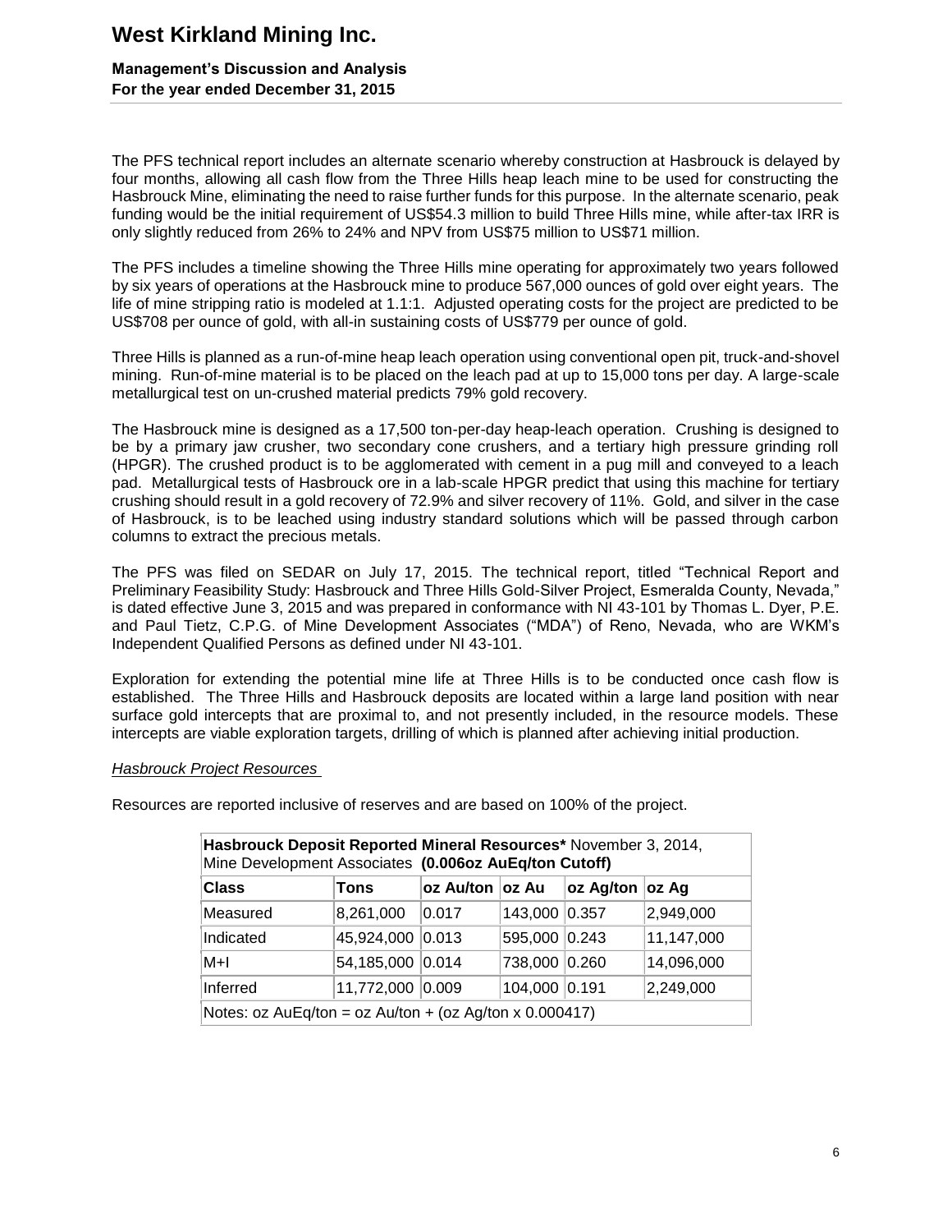The PFS technical report includes an alternate scenario whereby construction at Hasbrouck is delayed by four months, allowing all cash flow from the Three Hills heap leach mine to be used for constructing the Hasbrouck Mine, eliminating the need to raise further funds for this purpose. In the alternate scenario, peak funding would be the initial requirement of US$54.3 million to build Three Hills mine, while after-tax IRR is only slightly reduced from 26% to 24% and NPV from US$75 million to US$71 million.

The PFS includes a timeline showing the Three Hills mine operating for approximately two years followed by six years of operations at the Hasbrouck mine to produce 567,000 ounces of gold over eight years. The life of mine stripping ratio is modeled at 1.1:1. Adjusted operating costs for the project are predicted to be US$708 per ounce of gold, with all-in sustaining costs of US$779 per ounce of gold.

Three Hills is planned as a run-of-mine heap leach operation using conventional open pit, truck-and-shovel mining. Run-of-mine material is to be placed on the leach pad at up to 15,000 tons per day. A large-scale metallurgical test on un-crushed material predicts 79% gold recovery.

The Hasbrouck mine is designed as a 17,500 ton-per-day heap-leach operation. Crushing is designed to be by a primary jaw crusher, two secondary cone crushers, and a tertiary high pressure grinding roll (HPGR). The crushed product is to be agglomerated with cement in a pug mill and conveyed to a leach pad. Metallurgical tests of Hasbrouck ore in a lab-scale HPGR predict that using this machine for tertiary crushing should result in a gold recovery of 72.9% and silver recovery of 11%. Gold, and silver in the case of Hasbrouck, is to be leached using industry standard solutions which will be passed through carbon columns to extract the precious metals.

The PFS was filed on SEDAR on July 17, 2015. The technical report, titled "Technical Report and Preliminary Feasibility Study: Hasbrouck and Three Hills Gold-Silver Project, Esmeralda County, Nevada," is dated effective June 3, 2015 and was prepared in conformance with NI 43-101 by Thomas L. Dyer, P.E. and Paul Tietz, C.P.G. of Mine Development Associates ("MDA") of Reno, Nevada, who are WKM's Independent Qualified Persons as defined under NI 43-101.

Exploration for extending the potential mine life at Three Hills is to be conducted once cash flow is established. The Three Hills and Hasbrouck deposits are located within a large land position with near surface gold intercepts that are proximal to, and not presently included, in the resource models. These intercepts are viable exploration targets, drilling of which is planned after achieving initial production.

*Hasbrouck Project Resources*

Resources are reported inclusive of reserves and are based on 100% of the project.

**Hasbrouck Deposit Reported Mineral Resources*** November 3, 2014, Mine Development Associates **(0.006oz AuEq/ton Cutoff)**

| Class | Tons | oz Au/ton | oz Au | oz Ag/ton | oz Ag |
|---|---|---|---|---|---|
| Measured | 8,261,000 | 0.017 | 143,000 | 0.357 | 2,949,000 |
| Indicated | 45,924,000 | 0.013 | 595,000 | 0.243 | 11,147,000 |
| M+I | 54,185,000 | 0.014 | 738,000 | 0.260 | 14,096,000 |
| Inferred | 11,772,000 | 0.009 | 104,000 | 0.191 | 2,249,000 |

Notes: oz AuEq/ton = oz Au/ton + (oz Ag/ton x 0.000417)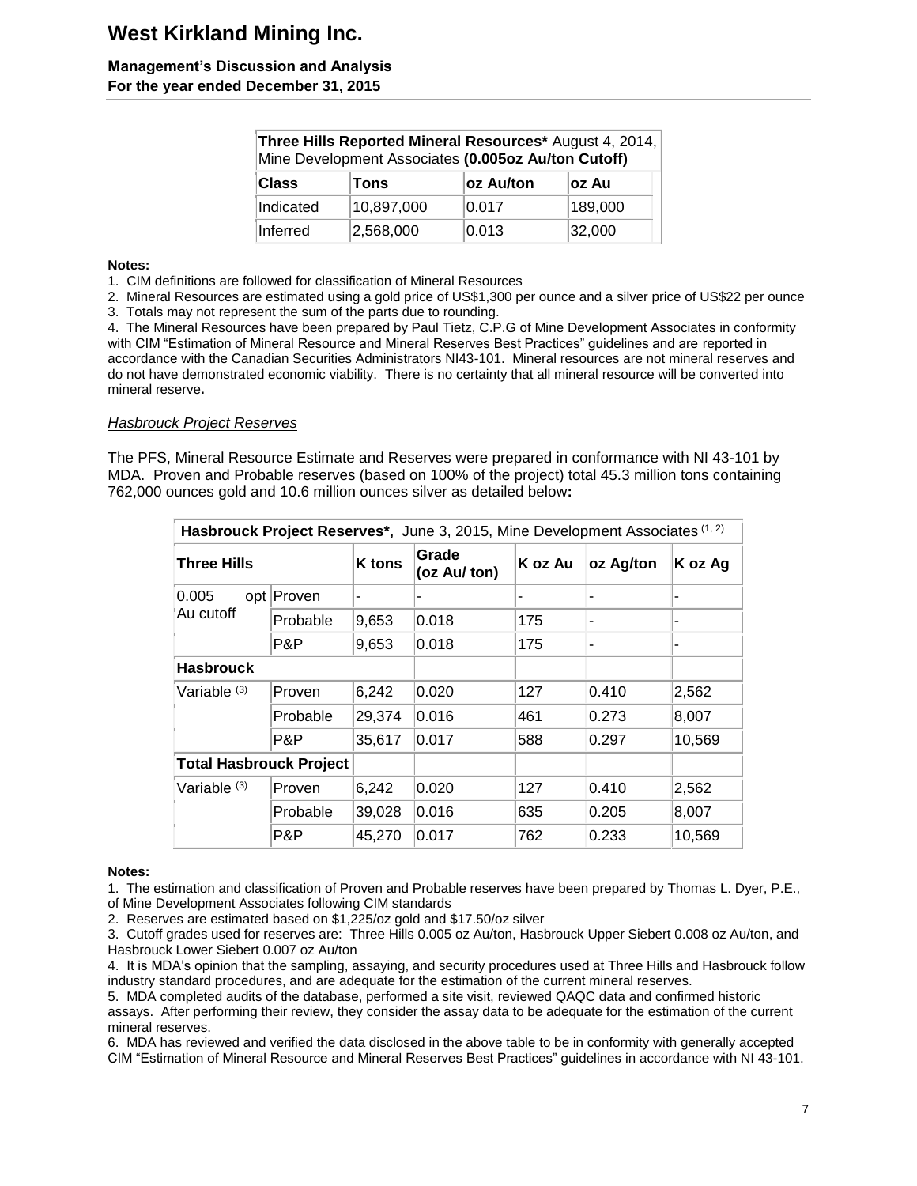| Three Hills Reported Mineral Resources* August 4, 2014, Mine Development Associates **(0.005oz Au/ton Cutoff)** | | | |
|---|---|---|---|
| **Class** | **Tons** | **oz Au/ton** | **oz Au** |
| Indicated | 10,897,000 | 0.017 | 189,000 |
| Inferred | 2,568,000 | 0.013 | 32,000 |

**Notes:**

1. CIM definitions are followed for classification of Mineral Resources
2. Mineral Resources are estimated using a gold price of US$1,300 per ounce and a silver price of US$22 per ounce
3. Totals may not represent the sum of the parts due to rounding.
4. The Mineral Resources have been prepared by Paul Tietz, C.P.G of Mine Development Associates in conformity with CIM "Estimation of Mineral Resource and Mineral Reserves Best Practices" guidelines and are reported in accordance with the Canadian Securities Administrators NI43-101. Mineral resources are not mineral reserves and do not have demonstrated economic viability. There is no certainty that all mineral resource will be converted into mineral reserve**.**

*Hasbrouck Project Reserves*

The PFS, Mineral Resource Estimate and Reserves were prepared in conformance with NI 43-101 by MDA. Proven and Probable reserves (based on 100% of the project) total 45.3 million tons containing 762,000 ounces gold and 10.6 million ounces silver as detailed below**:**

| **Hasbrouck Project Reserves*,** June 3, 2015, Mine Development Associates (1, 2) | | | | | | |
|---|---|---|---|---|---|---|
| **Three Hills** | | **K tons** | **Grade (oz Au/ ton)** | **K oz Au** | **oz Ag/ton** | **K oz Ag** |
| 0.005 opt Au cutoff | Proven | - | - | - | - | - |
| | Probable | 9,653 | 0.018 | 175 | - | - |
| | P&P | 9,653 | 0.018 | 175 | - | - |
| **Hasbrouck** | | | | | | |
| Variable (3) | Proven | 6,242 | 0.020 | 127 | 0.410 | 2,562 |
| | Probable | 29,374 | 0.016 | 461 | 0.273 | 8,007 |
| | P&P | 35,617 | 0.017 | 588 | 0.297 | 10,569 |
| **Total Hasbrouck Project** | | | | | | |
| Variable (3) | Proven | 6,242 | 0.020 | 127 | 0.410 | 2,562 |
| | Probable | 39,028 | 0.016 | 635 | 0.205 | 8,007 |
| | P&P | 45,270 | 0.017 | 762 | 0.233 | 10,569 |

**Notes:**

1. The estimation and classification of Proven and Probable reserves have been prepared by Thomas L. Dyer, P.E., of Mine Development Associates following CIM standards
2. Reserves are estimated based on $1,225/oz gold and $17.50/oz silver
3. Cutoff grades used for reserves are: Three Hills 0.005 oz Au/ton, Hasbrouck Upper Siebert 0.008 oz Au/ton, and Hasbrouck Lower Siebert 0.007 oz Au/ton
4. It is MDA's opinion that the sampling, assaying, and security procedures used at Three Hills and Hasbrouck follow industry standard procedures, and are adequate for the estimation of the current mineral reserves.
5. MDA completed audits of the database, performed a site visit, reviewed QAQC data and confirmed historic assays. After performing their review, they consider the assay data to be adequate for the estimation of the current mineral reserves.
6. MDA has reviewed and verified the data disclosed in the above table to be in conformity with generally accepted CIM "Estimation of Mineral Resource and Mineral Reserves Best Practices" guidelines in accordance with NI 43-101.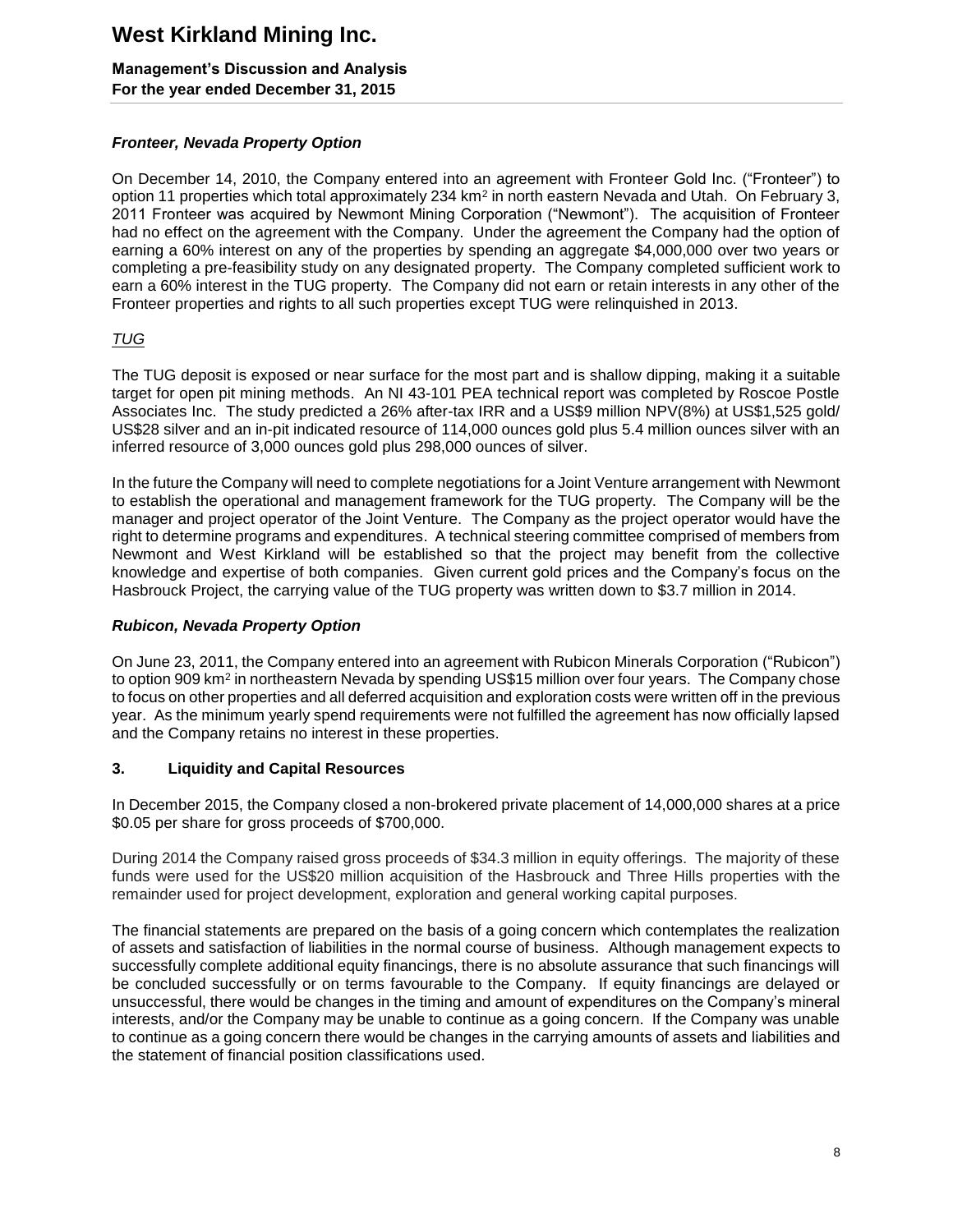### *Fronteer, Nevada Property Option*

On December 14, 2010, the Company entered into an agreement with Fronteer Gold Inc. ("Fronteer") to option 11 properties which total approximately 234 $km^2$ in north eastern Nevada and Utah. On February 3, 2011 Fronteer was acquired by Newmont Mining Corporation ("Newmont"). The acquisition of Fronteer had no effect on the agreement with the Company. Under the agreement the Company had the option of earning a 60% interest on any of the properties by spending an aggregate $4,000,000 over two years or completing a pre-feasibility study on any designated property. The Company completed sufficient work to earn a 60% interest in the TUG property. The Company did not earn or retain interests in any other of the Fronteer properties and rights to all such properties except TUG were relinquished in 2013.

#### <u>TUG</u>

The TUG deposit is exposed or near surface for the most part and is shallow dipping, making it a suitable target for open pit mining methods. An NI 43-101 PEA technical report was completed by Roscoe Postle Associates Inc. The study predicted a 26% after-tax IRR and a US$9 million NPV(8%) at US$1,525 gold/ US$28 silver and an in-pit indicated resource of 114,000 ounces gold plus 5.4 million ounces silver with an inferred resource of 3,000 ounces gold plus 298,000 ounces of silver.

In the future the Company will need to complete negotiations for a Joint Venture arrangement with Newmont to establish the operational and management framework for the TUG property. The Company will be the manager and project operator of the Joint Venture. The Company as the project operator would have the right to determine programs and expenditures. A technical steering committee comprised of members from Newmont and West Kirkland will be established so that the project may benefit from the collective knowledge and expertise of both companies. Given current gold prices and the Company's focus on the Hasbrouck Project, the carrying value of the TUG property was written down to $3.7 million in 2014.

### *Rubicon, Nevada Property Option*

On June 23, 2011, the Company entered into an agreement with Rubicon Minerals Corporation ("Rubicon") to option 909 $km^2$ in northeastern Nevada by spending US$15 million over four years. The Company chose to focus on other properties and all deferred acquisition and exploration costs were written off in the previous year. As the minimum yearly spend requirements were not fulfilled the agreement has now officially lapsed and the Company retains no interest in these properties.

## 3. Liquidity and Capital Resources

In December 2015, the Company closed a non-brokered private placement of 14,000,000 shares at a price $0.05 per share for gross proceeds of $700,000.

During 2014 the Company raised gross proceeds of $34.3 million in equity offerings. The majority of these funds were used for the US$20 million acquisition of the Hasbrouck and Three Hills properties with the remainder used for project development, exploration and general working capital purposes.

The financial statements are prepared on the basis of a going concern which contemplates the realization of assets and satisfaction of liabilities in the normal course of business. Although management expects to successfully complete additional equity financings, there is no absolute assurance that such financings will be concluded successfully or on terms favourable to the Company. If equity financings are delayed or unsuccessful, there would be changes in the timing and amount of expenditures on the Company's mineral interests, and/or the Company may be unable to continue as a going concern. If the Company was unable to continue as a going concern there would be changes in the carrying amounts of assets and liabilities and the statement of financial position classifications used.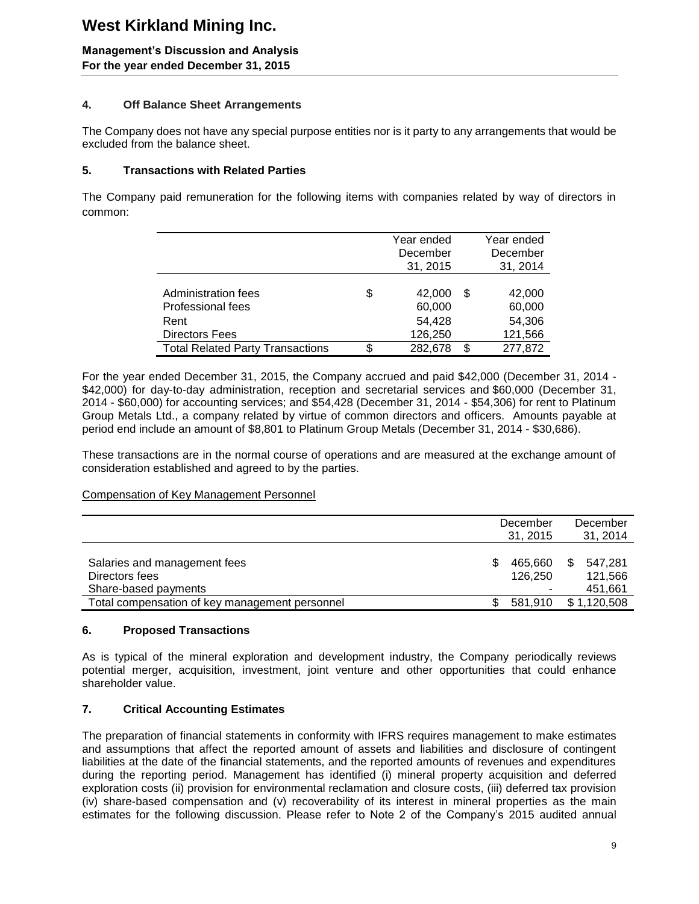## 4. Off Balance Sheet Arrangements

The Company does not have any special purpose entities nor is it party to any arrangements that would be excluded from the balance sheet.

## 5. Transactions with Related Parties

The Company paid remuneration for the following items with companies related by way of directors in common:

| | Year ended December 31, 2015 | Year ended December 31, 2014 |
|---|---|---|
| Administration fees | $ 42,000 | $ 42,000 |
| Professional fees | 60,000 | 60,000 |
| Rent | 54,428 | 54,306 |
| Directors Fees | 126,250 | 121,566 |
| Total Related Party Transactions | $ 282,678 | $ 277,872 |

For the year ended December 31, 2015, the Company accrued and paid $42,000 (December 31, 2014 - $42,000) for day-to-day administration, reception and secretarial services and $60,000 (December 31, 2014 - $60,000) for accounting services; and $54,428 (December 31, 2014 - $54,306) for rent to Platinum Group Metals Ltd., a company related by virtue of common directors and officers. Amounts payable at period end include an amount of $8,801 to Platinum Group Metals (December 31, 2014 - $30,686).

These transactions are in the normal course of operations and are measured at the exchange amount of consideration established and agreed to by the parties.

Compensation of Key Management Personnel

| | December 31, 2015 | December 31, 2014 |
|---|---|---|
| Salaries and management fees | $ 465,660 | $ 547,281 |
| Directors fees | 126,250 | 121,566 |
| Share-based payments | - | 451,661 |
| Total compensation of key management personnel | $ 581,910 | $ 1,120,508 |

## 6. Proposed Transactions

As is typical of the mineral exploration and development industry, the Company periodically reviews potential merger, acquisition, investment, joint venture and other opportunities that could enhance shareholder value.

## 7. Critical Accounting Estimates

The preparation of financial statements in conformity with IFRS requires management to make estimates and assumptions that affect the reported amount of assets and liabilities and disclosure of contingent liabilities at the date of the financial statements, and the reported amounts of revenues and expenditures during the reporting period. Management has identified (i) mineral property acquisition and deferred exploration costs (ii) provision for environmental reclamation and closure costs, (iii) deferred tax provision (iv) share-based compensation and (v) recoverability of its interest in mineral properties as the main estimates for the following discussion. Please refer to Note 2 of the Company's 2015 audited annual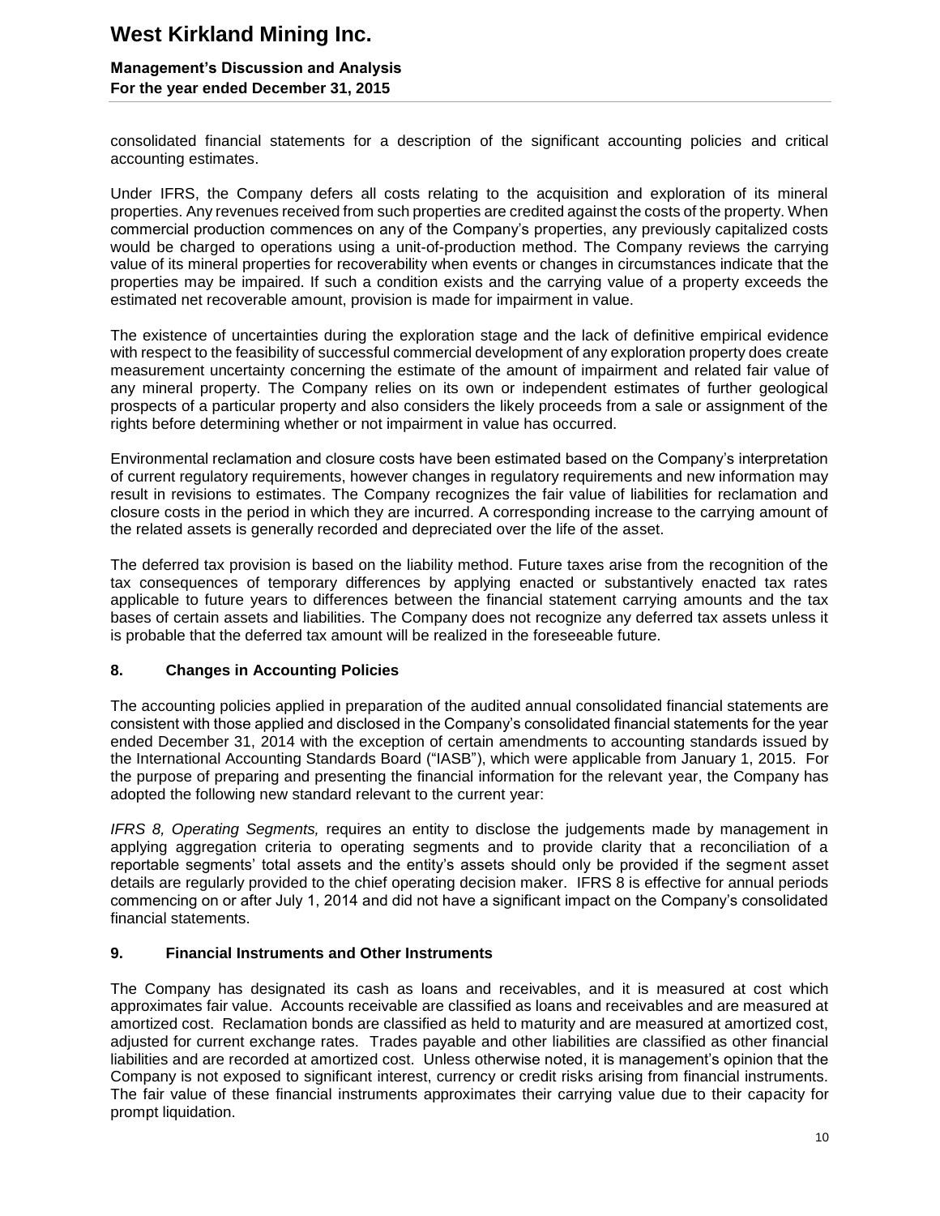consolidated financial statements for a description of the significant accounting policies and critical accounting estimates.

Under IFRS, the Company defers all costs relating to the acquisition and exploration of its mineral properties. Any revenues received from such properties are credited against the costs of the property. When commercial production commences on any of the Company's properties, any previously capitalized costs would be charged to operations using a unit-of-production method. The Company reviews the carrying value of its mineral properties for recoverability when events or changes in circumstances indicate that the properties may be impaired. If such a condition exists and the carrying value of a property exceeds the estimated net recoverable amount, provision is made for impairment in value.

The existence of uncertainties during the exploration stage and the lack of definitive empirical evidence with respect to the feasibility of successful commercial development of any exploration property does create measurement uncertainty concerning the estimate of the amount of impairment and related fair value of any mineral property. The Company relies on its own or independent estimates of further geological prospects of a particular property and also considers the likely proceeds from a sale or assignment of the rights before determining whether or not impairment in value has occurred.

Environmental reclamation and closure costs have been estimated based on the Company's interpretation of current regulatory requirements, however changes in regulatory requirements and new information may result in revisions to estimates. The Company recognizes the fair value of liabilities for reclamation and closure costs in the period in which they are incurred. A corresponding increase to the carrying amount of the related assets is generally recorded and depreciated over the life of the asset.

The deferred tax provision is based on the liability method. Future taxes arise from the recognition of the tax consequences of temporary differences by applying enacted or substantively enacted tax rates applicable to future years to differences between the financial statement carrying amounts and the tax bases of certain assets and liabilities. The Company does not recognize any deferred tax assets unless it is probable that the deferred tax amount will be realized in the foreseeable future.

## 8. Changes in Accounting Policies

The accounting policies applied in preparation of the audited annual consolidated financial statements are consistent with those applied and disclosed in the Company's consolidated financial statements for the year ended December 31, 2014 with the exception of certain amendments to accounting standards issued by the International Accounting Standards Board ("IASB"), which were applicable from January 1, 2015. For the purpose of preparing and presenting the financial information for the relevant year, the Company has adopted the following new standard relevant to the current year:

*IFRS 8, Operating Segments,* requires an entity to disclose the judgements made by management in applying aggregation criteria to operating segments and to provide clarity that a reconciliation of a reportable segments' total assets and the entity's assets should only be provided if the segment asset details are regularly provided to the chief operating decision maker. IFRS 8 is effective for annual periods commencing on or after July 1, 2014 and did not have a significant impact on the Company's consolidated financial statements.

## 9. Financial Instruments and Other Instruments

The Company has designated its cash as loans and receivables, and it is measured at cost which approximates fair value. Accounts receivable are classified as loans and receivables and are measured at amortized cost. Reclamation bonds are classified as held to maturity and are measured at amortized cost, adjusted for current exchange rates. Trades payable and other liabilities are classified as other financial liabilities and are recorded at amortized cost. Unless otherwise noted, it is management's opinion that the Company is not exposed to significant interest, currency or credit risks arising from financial instruments. The fair value of these financial instruments approximates their carrying value due to their capacity for prompt liquidation.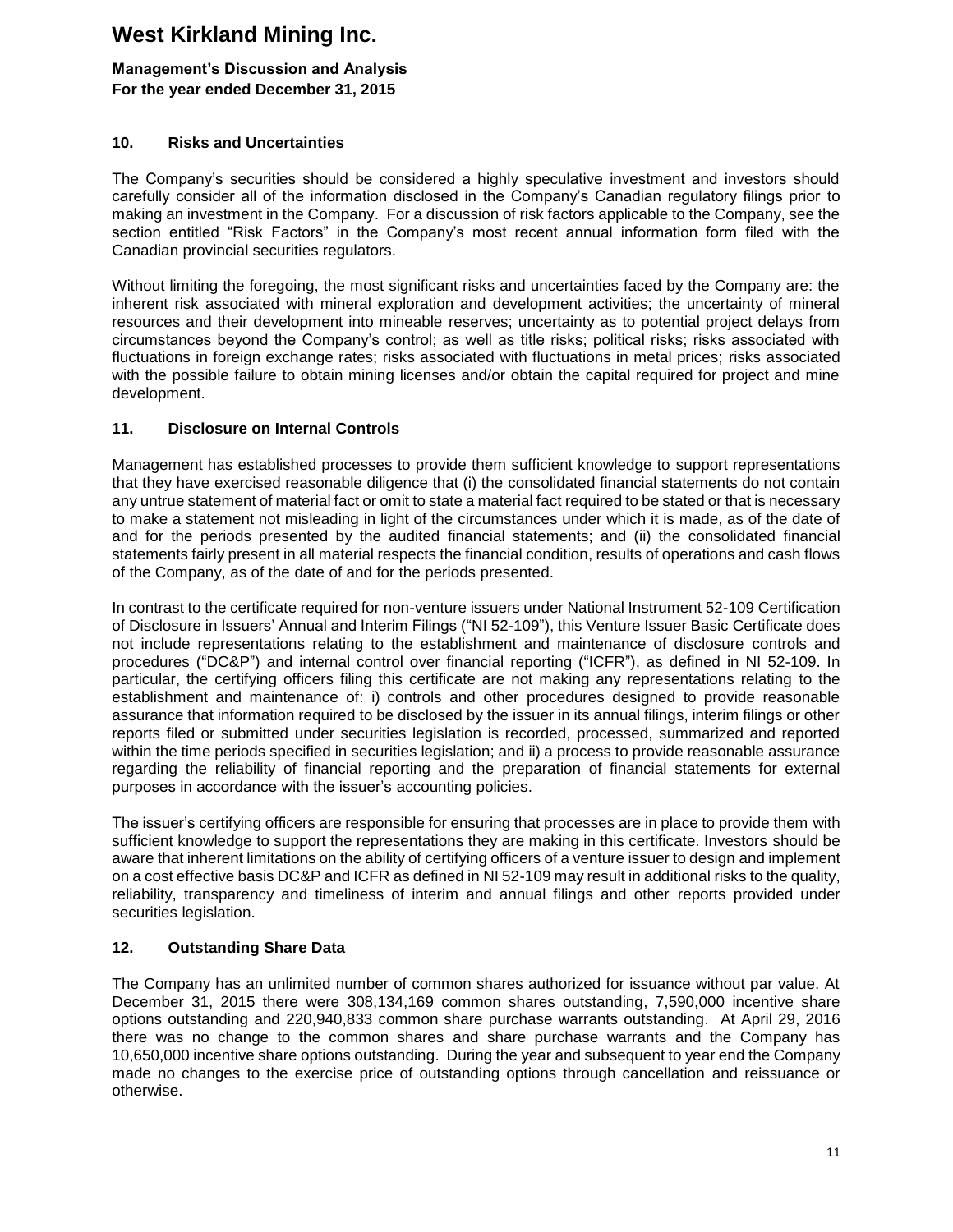## 10. Risks and Uncertainties

The Company's securities should be considered a highly speculative investment and investors should carefully consider all of the information disclosed in the Company's Canadian regulatory filings prior to making an investment in the Company. For a discussion of risk factors applicable to the Company, see the section entitled "Risk Factors" in the Company's most recent annual information form filed with the Canadian provincial securities regulators.

Without limiting the foregoing, the most significant risks and uncertainties faced by the Company are: the inherent risk associated with mineral exploration and development activities; the uncertainty of mineral resources and their development into mineable reserves; uncertainty as to potential project delays from circumstances beyond the Company's control; as well as title risks; political risks; risks associated with fluctuations in foreign exchange rates; risks associated with fluctuations in metal prices; risks associated with the possible failure to obtain mining licenses and/or obtain the capital required for project and mine development.

## 11. Disclosure on Internal Controls

Management has established processes to provide them sufficient knowledge to support representations that they have exercised reasonable diligence that (i) the consolidated financial statements do not contain any untrue statement of material fact or omit to state a material fact required to be stated or that is necessary to make a statement not misleading in light of the circumstances under which it is made, as of the date of and for the periods presented by the audited financial statements; and (ii) the consolidated financial statements fairly present in all material respects the financial condition, results of operations and cash flows of the Company, as of the date of and for the periods presented.

In contrast to the certificate required for non-venture issuers under National Instrument 52-109 Certification of Disclosure in Issuers' Annual and Interim Filings ("NI 52-109"), this Venture Issuer Basic Certificate does not include representations relating to the establishment and maintenance of disclosure controls and procedures ("DC&P") and internal control over financial reporting ("ICFR"), as defined in NI 52-109. In particular, the certifying officers filing this certificate are not making any representations relating to the establishment and maintenance of: i) controls and other procedures designed to provide reasonable assurance that information required to be disclosed by the issuer in its annual filings, interim filings or other reports filed or submitted under securities legislation is recorded, processed, summarized and reported within the time periods specified in securities legislation; and ii) a process to provide reasonable assurance regarding the reliability of financial reporting and the preparation of financial statements for external purposes in accordance with the issuer's accounting policies.

The issuer's certifying officers are responsible for ensuring that processes are in place to provide them with sufficient knowledge to support the representations they are making in this certificate. Investors should be aware that inherent limitations on the ability of certifying officers of a venture issuer to design and implement on a cost effective basis DC&P and ICFR as defined in NI 52-109 may result in additional risks to the quality, reliability, transparency and timeliness of interim and annual filings and other reports provided under securities legislation.

## 12. Outstanding Share Data

The Company has an unlimited number of common shares authorized for issuance without par value. At December 31, 2015 there were 308,134,169 common shares outstanding, 7,590,000 incentive share options outstanding and 220,940,833 common share purchase warrants outstanding. At April 29, 2016 there was no change to the common shares and share purchase warrants and the Company has 10,650,000 incentive share options outstanding. During the year and subsequent to year end the Company made no changes to the exercise price of outstanding options through cancellation and reissuance or otherwise.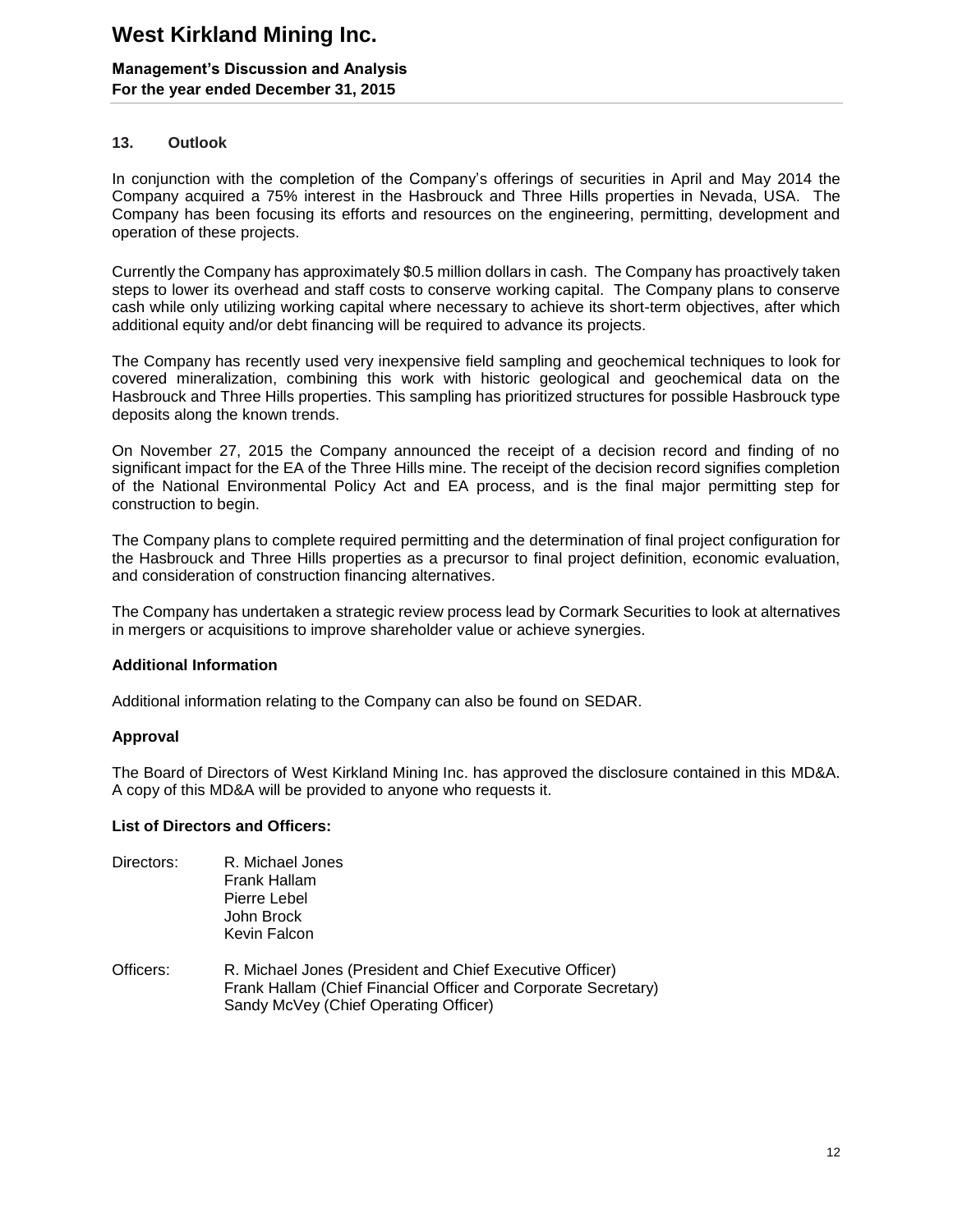## 13. Outlook

In conjunction with the completion of the Company's offerings of securities in April and May 2014 the Company acquired a 75% interest in the Hasbrouck and Three Hills properties in Nevada, USA. The Company has been focusing its efforts and resources on the engineering, permitting, development and operation of these projects.

Currently the Company has approximately $0.5 million dollars in cash. The Company has proactively taken steps to lower its overhead and staff costs to conserve working capital. The Company plans to conserve cash while only utilizing working capital where necessary to achieve its short-term objectives, after which additional equity and/or debt financing will be required to advance its projects.

The Company has recently used very inexpensive field sampling and geochemical techniques to look for covered mineralization, combining this work with historic geological and geochemical data on the Hasbrouck and Three Hills properties. This sampling has prioritized structures for possible Hasbrouck type deposits along the known trends.

On November 27, 2015 the Company announced the receipt of a decision record and finding of no significant impact for the EA of the Three Hills mine. The receipt of the decision record signifies completion of the National Environmental Policy Act and EA process, and is the final major permitting step for construction to begin.

The Company plans to complete required permitting and the determination of final project configuration for the Hasbrouck and Three Hills properties as a precursor to final project definition, economic evaluation, and consideration of construction financing alternatives.

The Company has undertaken a strategic review process lead by Cormark Securities to look at alternatives in mergers or acquisitions to improve shareholder value or achieve synergies.

### Additional Information

Additional information relating to the Company can also be found on SEDAR.

### Approval

The Board of Directors of West Kirkland Mining Inc. has approved the disclosure contained in this MD&A. A copy of this MD&A will be provided to anyone who requests it.

### List of Directors and Officers:

Directors:
- R. Michael Jones
- Frank Hallam
- Pierre Lebel
- John Brock
- Kevin Falcon

Officers:
- R. Michael Jones (President and Chief Executive Officer)
- Frank Hallam (Chief Financial Officer and Corporate Secretary)
- Sandy McVey (Chief Operating Officer)